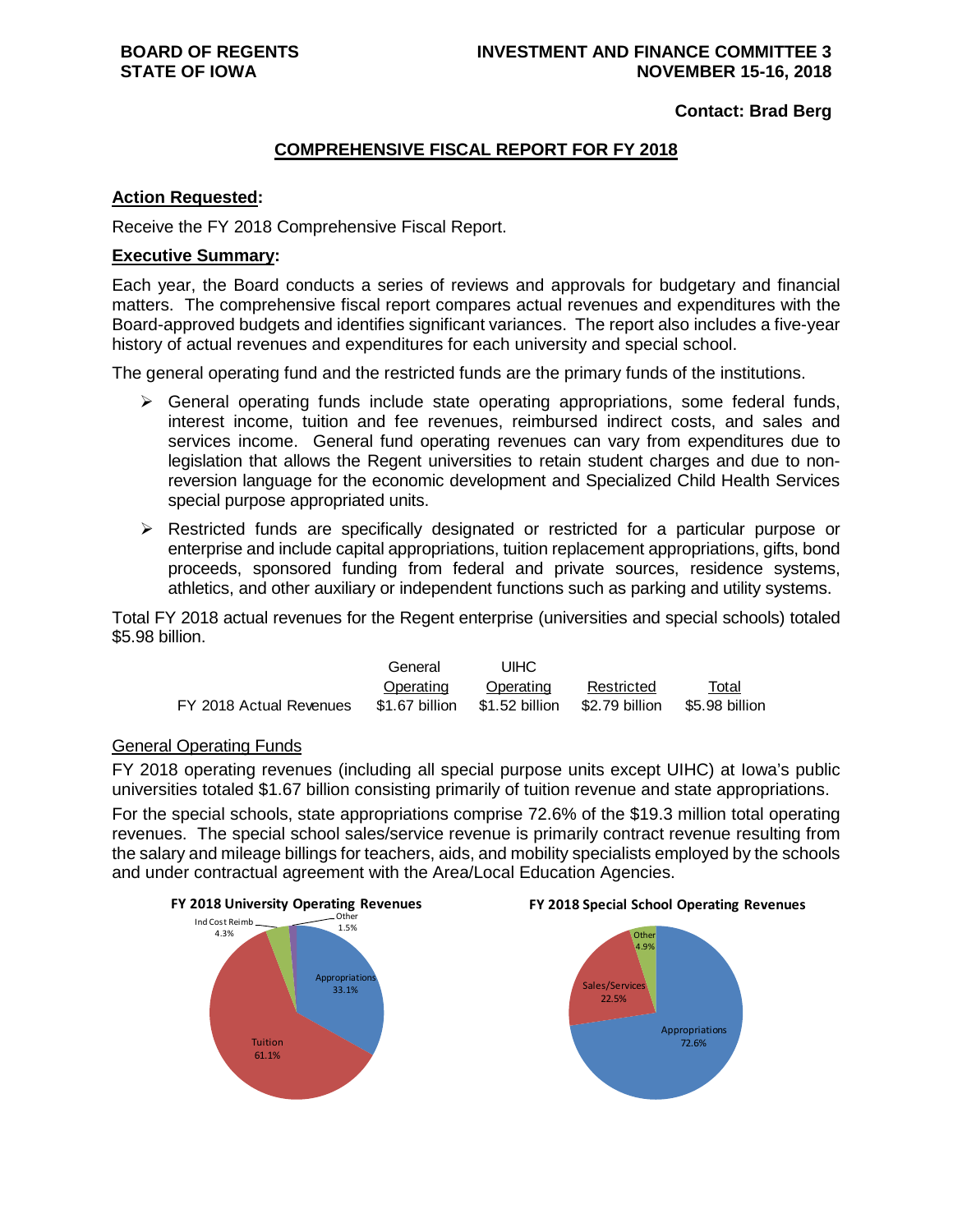**BOARD OF REGENTS**
**STATE OF IOWA**

**INVESTMENT AND FINANCE COMMITTEE 3**
**NOVEMBER 15-16, 2018**

**Contact: Brad Berg**

## COMPREHENSIVE FISCAL REPORT FOR FY 2018

**Action Requested:**

Receive the FY 2018 Comprehensive Fiscal Report.

**Executive Summary:**

Each year, the Board conducts a series of reviews and approvals for budgetary and financial matters. The comprehensive fiscal report compares actual revenues and expenditures with the Board-approved budgets and identifies significant variances. The report also includes a five-year history of actual revenues and expenditures for each university and special school.

The general operating fund and the restricted funds are the primary funds of the institutions.

- General operating funds include state operating appropriations, some federal funds, interest income, tuition and fee revenues, reimbursed indirect costs, and sales and services income. General fund operating revenues can vary from expenditures due to legislation that allows the Regent universities to retain student charges and due to non-reversion language for the economic development and Specialized Child Health Services special purpose appropriated units.
- Restricted funds are specifically designated or restricted for a particular purpose or enterprise and include capital appropriations, tuition replacement appropriations, gifts, bond proceeds, sponsored funding from federal and private sources, residence systems, athletics, and other auxiliary or independent functions such as parking and utility systems.

Total FY 2018 actual revenues for the Regent enterprise (universities and special schools) totaled $5.98 billion.

| | General Operating | UIHC Operating | Restricted | Total |
|---|---|---|---|---|
| FY 2018 Actual Revenues | $1.67 billion | $1.52 billion | $2.79 billion | $5.98 billion |

General Operating Funds

FY 2018 operating revenues (including all special purpose units except UIHC) at Iowa's public universities totaled $1.67 billion consisting primarily of tuition revenue and state appropriations.

For the special schools, state appropriations comprise 72.6% of the $19.3 million total operating revenues. The special school sales/service revenue is primarily contract revenue resulting from the salary and mileage billings for teachers, aids, and mobility specialists employed by the schools and under contractual agreement with the Area/Local Education Agencies.

**FY 2018 University Operating Revenues**

| Source | Percent |
|---|---|
| Appropriations | 33.1% |
| Tuition | 61.1% |
| Ind Cost Reimb | 4.3% |
| Other | 1.5% |

**FY 2018 Special School Operating Revenues**

| Source | Percent |
|---|---|
| Appropriations | 72.6% |
| Sales/Services | 22.5% |
| Other | 4.9% |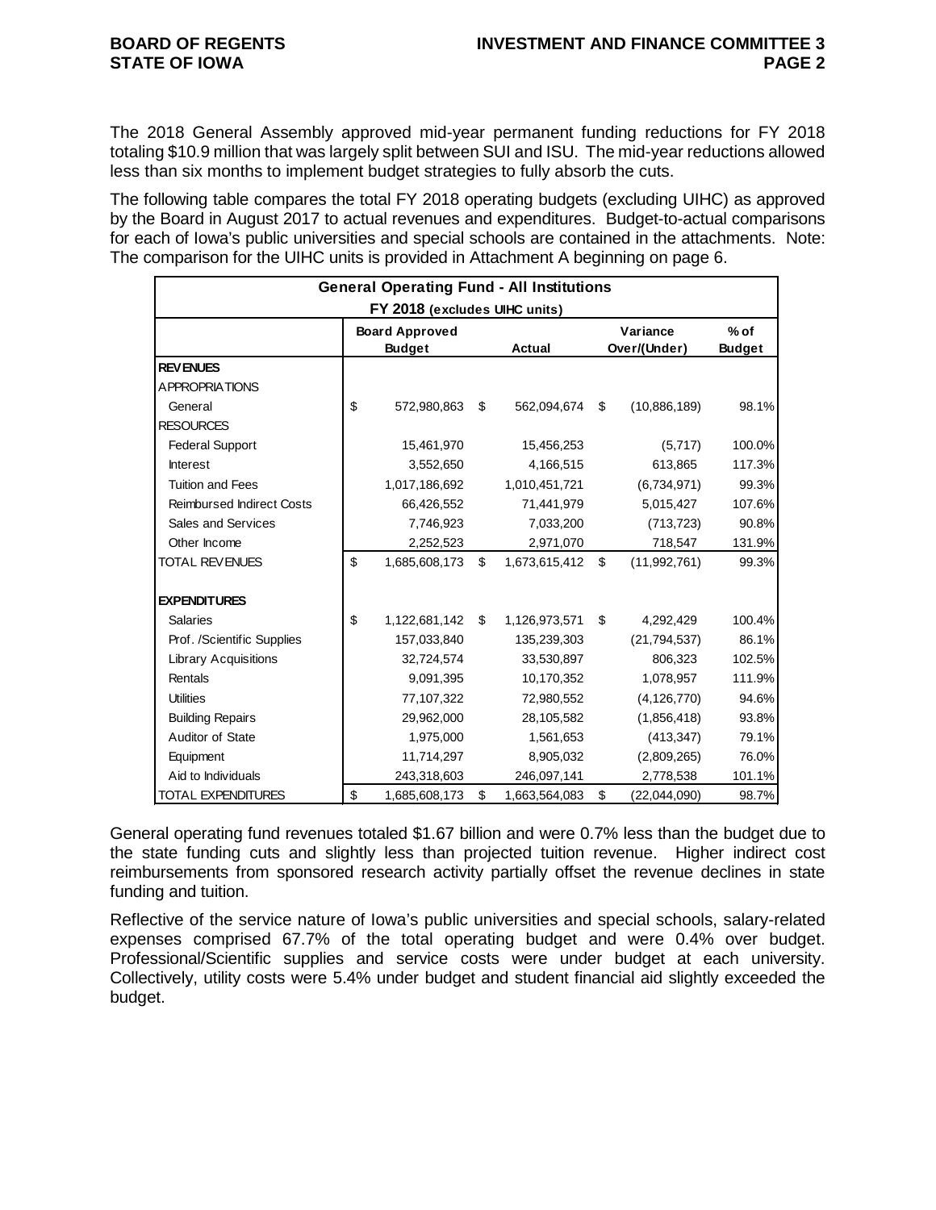The 2018 General Assembly approved mid-year permanent funding reductions for FY 2018 totaling $10.9 million that was largely split between SUI and ISU. The mid-year reductions allowed less than six months to implement budget strategies to fully absorb the cuts.

The following table compares the total FY 2018 operating budgets (excluding UIHC) as approved by the Board in August 2017 to actual revenues and expenditures. Budget-to-actual comparisons for each of Iowa's public universities and special schools are contained in the attachments. Note: The comparison for the UIHC units is provided in Attachment A beginning on page 6.

| General Operating Fund - All Institutions<br>FY 2018 (excludes UIHC units) | | | | |
|---|---|---|---|---|
| | Board Approved Budget | Actual | Variance Over/(Under) | % of Budget |
| **REVENUES** | | | | |
| APPROPRIATIONS | | | | |
| General | $ 572,980,863 | $ 562,094,674 | $ (10,886,189) | 98.1% |
| RESOURCES | | | | |
| Federal Support | 15,461,970 | 15,456,253 | (5,717) | 100.0% |
| Interest | 3,552,650 | 4,166,515 | 613,865 | 117.3% |
| Tuition and Fees | 1,017,186,692 | 1,010,451,721 | (6,734,971) | 99.3% |
| Reimbursed Indirect Costs | 66,426,552 | 71,441,979 | 5,015,427 | 107.6% |
| Sales and Services | 7,746,923 | 7,033,200 | (713,723) | 90.8% |
| Other Income | 2,252,523 | 2,971,070 | 718,547 | 131.9% |
| TOTAL REVENUES | $ 1,685,608,173 | $ 1,673,615,412 | $ (11,992,761) | 99.3% |
| | | | | |
| **EXPENDITURES** | | | | |
| Salaries | $ 1,122,681,142 | $ 1,126,973,571 | $ 4,292,429 | 100.4% |
| Prof. /Scientific Supplies | 157,033,840 | 135,239,303 | (21,794,537) | 86.1% |
| Library Acquisitions | 32,724,574 | 33,530,897 | 806,323 | 102.5% |
| Rentals | 9,091,395 | 10,170,352 | 1,078,957 | 111.9% |
| Utilities | 77,107,322 | 72,980,552 | (4,126,770) | 94.6% |
| Building Repairs | 29,962,000 | 28,105,582 | (1,856,418) | 93.8% |
| Auditor of State | 1,975,000 | 1,561,653 | (413,347) | 79.1% |
| Equipment | 11,714,297 | 8,905,032 | (2,809,265) | 76.0% |
| Aid to Individuals | 243,318,603 | 246,097,141 | 2,778,538 | 101.1% |
| TOTAL EXPENDITURES | $ 1,685,608,173 | $ 1,663,564,083 | $ (22,044,090) | 98.7% |

General operating fund revenues totaled $1.67 billion and were 0.7% less than the budget due to the state funding cuts and slightly less than projected tuition revenue. Higher indirect cost reimbursements from sponsored research activity partially offset the revenue declines in state funding and tuition.

Reflective of the service nature of Iowa's public universities and special schools, salary-related expenses comprised 67.7% of the total operating budget and were 0.4% over budget. Professional/Scientific supplies and service costs were under budget at each university. Collectively, utility costs were 5.4% under budget and student financial aid slightly exceeded the budget.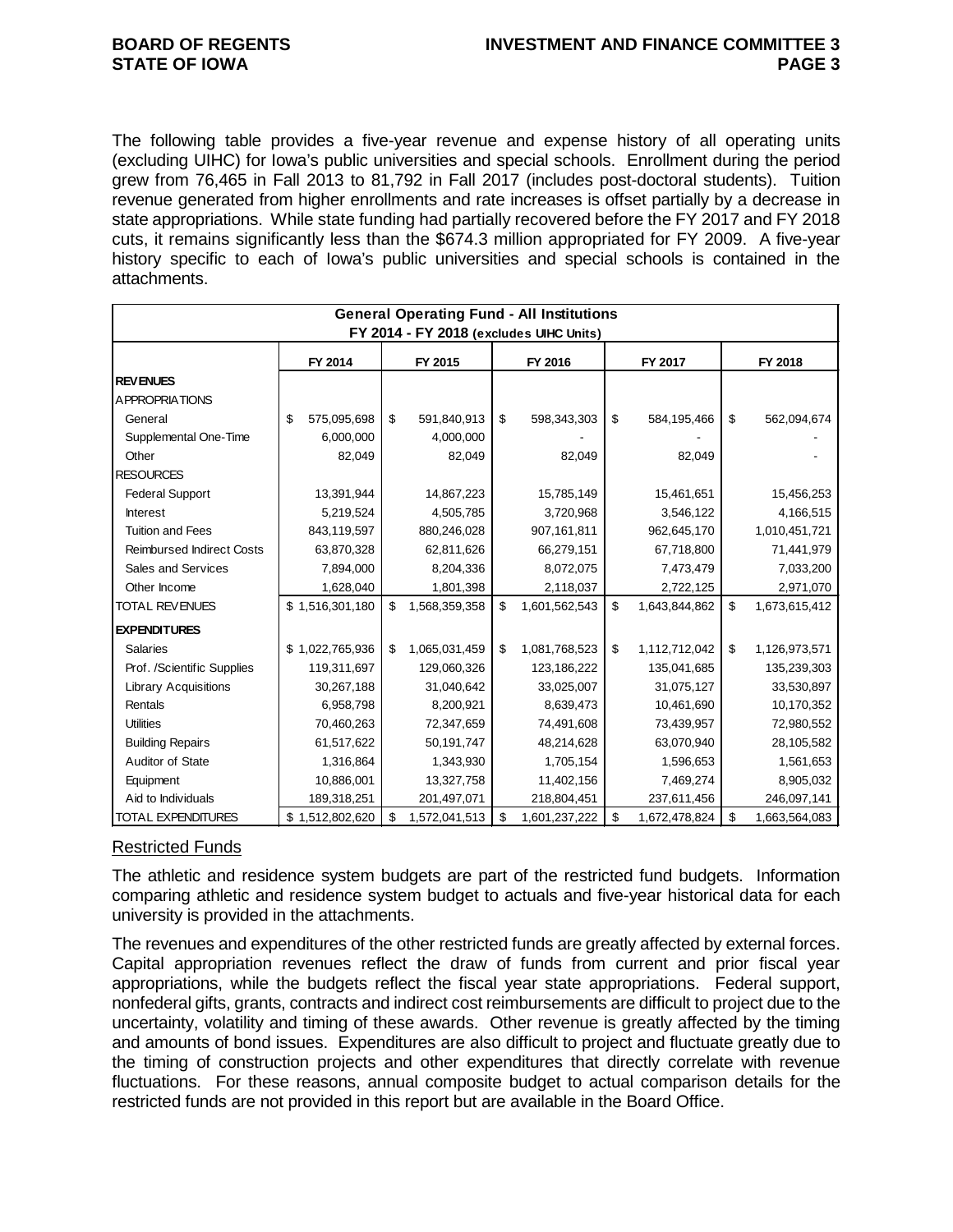The following table provides a five-year revenue and expense history of all operating units (excluding UIHC) for Iowa's public universities and special schools. Enrollment during the period grew from 76,465 in Fall 2013 to 81,792 in Fall 2017 (includes post-doctoral students). Tuition revenue generated from higher enrollments and rate increases is offset partially by a decrease in state appropriations. While state funding had partially recovered before the FY 2017 and FY 2018 cuts, it remains significantly less than the $674.3 million appropriated for FY 2009. A five-year history specific to each of Iowa's public universities and special schools is contained in the attachments.

| General Operating Fund - All Institutions FY 2014 - FY 2018 (excludes UIHC Units) | | | | | |
|---|---|---|---|---|---|
| | FY 2014 | FY 2015 | FY 2016 | FY 2017 | FY 2018 |
| **REVENUES** | | | | | |
| APPROPRIATIONS | | | | | |
| General | $ 575,095,698 | $ 591,840,913 | $ 598,343,303 | $ 584,195,466 | $ 562,094,674 |
| Supplemental One-Time | 6,000,000 | 4,000,000 | - | - | - |
| Other | 82,049 | 82,049 | 82,049 | 82,049 | - |
| RESOURCES | | | | | |
| Federal Support | 13,391,944 | 14,867,223 | 15,785,149 | 15,461,651 | 15,456,253 |
| Interest | 5,219,524 | 4,505,785 | 3,720,968 | 3,546,122 | 4,166,515 |
| Tuition and Fees | 843,119,597 | 880,246,028 | 907,161,811 | 962,645,170 | 1,010,451,721 |
| Reimbursed Indirect Costs | 63,870,328 | 62,811,626 | 66,279,151 | 67,718,800 | 71,441,979 |
| Sales and Services | 7,894,000 | 8,204,336 | 8,072,075 | 7,473,479 | 7,033,200 |
| Other Income | 1,628,040 | 1,801,398 | 2,118,037 | 2,722,125 | 2,971,070 |
| TOTAL REVENUES | $ 1,516,301,180 | $ 1,568,359,358 | $ 1,601,562,543 | $ 1,643,844,862 | $ 1,673,615,412 |
| **EXPENDITURES** | | | | | |
| Salaries | $ 1,022,765,936 | $ 1,065,031,459 | $ 1,081,768,523 | $ 1,112,712,042 | $ 1,126,973,571 |
| Prof. /Scientific Supplies | 119,311,697 | 129,060,326 | 123,186,222 | 135,041,685 | 135,239,303 |
| Library Acquisitions | 30,267,188 | 31,040,642 | 33,025,007 | 31,075,127 | 33,530,897 |
| Rentals | 6,958,798 | 8,200,921 | 8,639,473 | 10,461,690 | 10,170,352 |
| Utilities | 70,460,263 | 72,347,659 | 74,491,608 | 73,439,957 | 72,980,552 |
| Building Repairs | 61,517,622 | 50,191,747 | 48,214,628 | 63,070,940 | 28,105,582 |
| Auditor of State | 1,316,864 | 1,343,930 | 1,705,154 | 1,596,653 | 1,561,653 |
| Equipment | 10,886,001 | 13,327,758 | 11,402,156 | 7,469,274 | 8,905,032 |
| Aid to Individuals | 189,318,251 | 201,497,071 | 218,804,451 | 237,611,456 | 246,097,141 |
| TOTAL EXPENDITURES | $ 1,512,802,620 | $ 1,572,041,513 | $ 1,601,237,222 | $ 1,672,478,824 | $ 1,663,564,083 |

## Restricted Funds

The athletic and residence system budgets are part of the restricted fund budgets. Information comparing athletic and residence system budget to actuals and five-year historical data for each university is provided in the attachments.

The revenues and expenditures of the other restricted funds are greatly affected by external forces. Capital appropriation revenues reflect the draw of funds from current and prior fiscal year appropriations, while the budgets reflect the fiscal year state appropriations. Federal support, nonfederal gifts, grants, contracts and indirect cost reimbursements are difficult to project due to the uncertainty, volatility and timing of these awards. Other revenue is greatly affected by the timing and amounts of bond issues. Expenditures are also difficult to project and fluctuate greatly due to the timing of construction projects and other expenditures that directly correlate with revenue fluctuations. For these reasons, annual composite budget to actual comparison details for the restricted funds are not provided in this report but are available in the Board Office.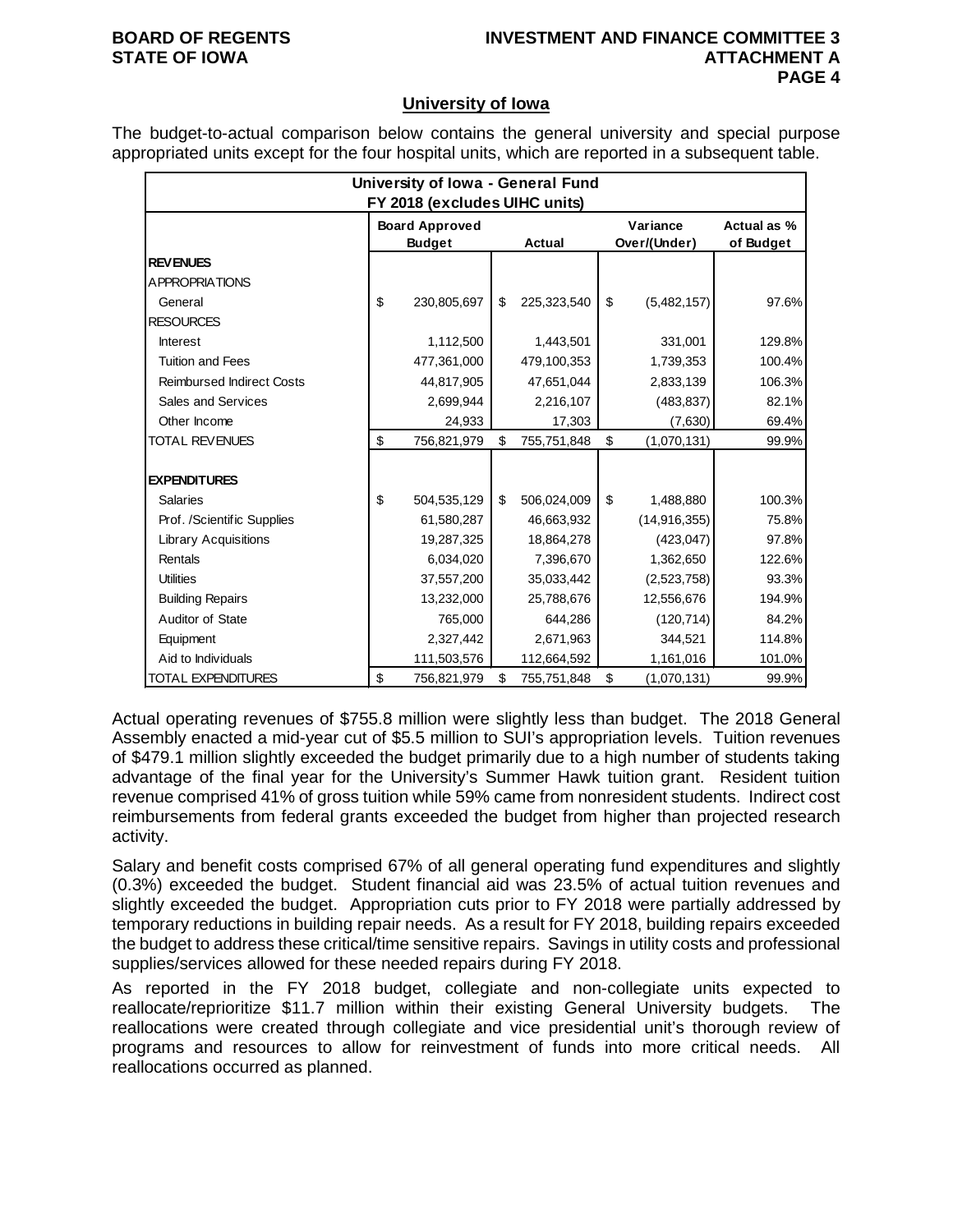## University of Iowa

The budget-to-actual comparison below contains the general university and special purpose appropriated units except for the four hospital units, which are reported in a subsequent table.

| University of Iowa - General Fund FY 2018 (excludes UIHC units) | | | | |
|---|---|---|---|---|
| | Board Approved Budget | Actual | Variance Over/(Under) | Actual as % of Budget |
| **REVENUES** | | | | |
| APPROPRIATIONS | | | | |
| General | $ 230,805,697 | $ 225,323,540 | $ (5,482,157) | 97.6% |
| RESOURCES | | | | |
| Interest | 1,112,500 | 1,443,501 | 331,001 | 129.8% |
| Tuition and Fees | 477,361,000 | 479,100,353 | 1,739,353 | 100.4% |
| Reimbursed Indirect Costs | 44,817,905 | 47,651,044 | 2,833,139 | 106.3% |
| Sales and Services | 2,699,944 | 2,216,107 | (483,837) | 82.1% |
| Other Income | 24,933 | 17,303 | (7,630) | 69.4% |
| TOTAL REVENUES | $ 756,821,979 | $ 755,751,848 | $ (1,070,131) | 99.9% |
| **EXPENDITURES** | | | | |
| Salaries | $ 504,535,129 | $ 506,024,009 | $ 1,488,880 | 100.3% |
| Prof. /Scientific Supplies | 61,580,287 | 46,663,932 | (14,916,355) | 75.8% |
| Library Acquisitions | 19,287,325 | 18,864,278 | (423,047) | 97.8% |
| Rentals | 6,034,020 | 7,396,670 | 1,362,650 | 122.6% |
| Utilities | 37,557,200 | 35,033,442 | (2,523,758) | 93.3% |
| Building Repairs | 13,232,000 | 25,788,676 | 12,556,676 | 194.9% |
| Auditor of State | 765,000 | 644,286 | (120,714) | 84.2% |
| Equipment | 2,327,442 | 2,671,963 | 344,521 | 114.8% |
| Aid to Individuals | 111,503,576 | 112,664,592 | 1,161,016 | 101.0% |
| TOTAL EXPENDITURES | $ 756,821,979 | $ 755,751,848 | $ (1,070,131) | 99.9% |

Actual operating revenues of $755.8 million were slightly less than budget. The 2018 General Assembly enacted a mid-year cut of $5.5 million to SUI's appropriation levels. Tuition revenues of $479.1 million slightly exceeded the budget primarily due to a high number of students taking advantage of the final year for the University's Summer Hawk tuition grant. Resident tuition revenue comprised 41% of gross tuition while 59% came from nonresident students. Indirect cost reimbursements from federal grants exceeded the budget from higher than projected research activity.

Salary and benefit costs comprised 67% of all general operating fund expenditures and slightly (0.3%) exceeded the budget. Student financial aid was 23.5% of actual tuition revenues and slightly exceeded the budget. Appropriation cuts prior to FY 2018 were partially addressed by temporary reductions in building repair needs. As a result for FY 2018, building repairs exceeded the budget to address these critical/time sensitive repairs. Savings in utility costs and professional supplies/services allowed for these needed repairs during FY 2018.

As reported in the FY 2018 budget, collegiate and non-collegiate units expected to reallocate/reprioritize $11.7 million within their existing General University budgets. The reallocations were created through collegiate and vice presidential unit's thorough review of programs and resources to allow for reinvestment of funds into more critical needs. All reallocations occurred as planned.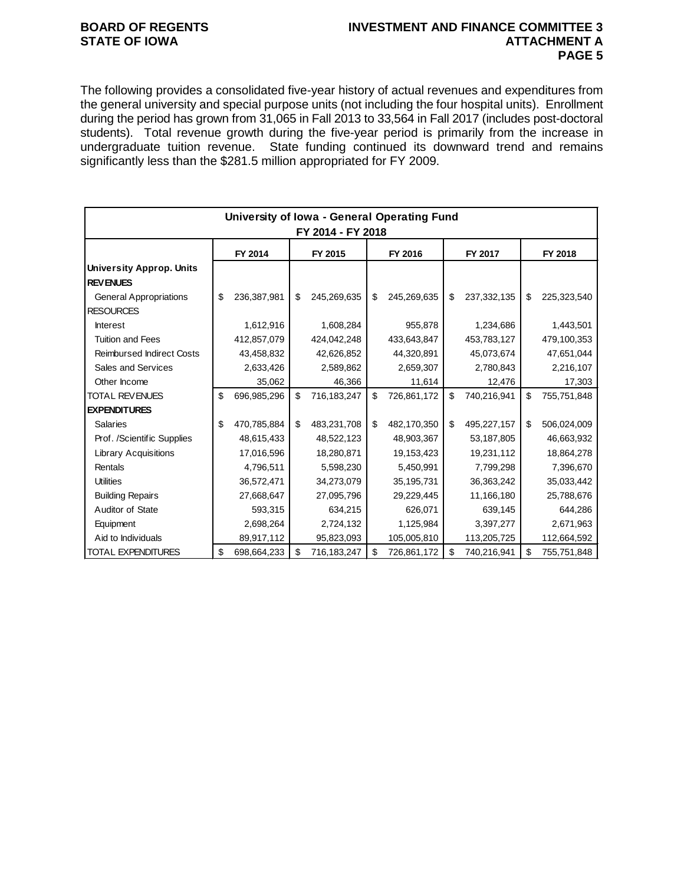The following provides a consolidated five-year history of actual revenues and expenditures from the general university and special purpose units (not including the four hospital units). Enrollment during the period has grown from 31,065 in Fall 2013 to 33,564 in Fall 2017 (includes post-doctoral students). Total revenue growth during the five-year period is primarily from the increase in undergraduate tuition revenue. State funding continued its downward trend and remains significantly less than the $281.5 million appropriated for FY 2009.

| University of Iowa - General Operating Fund FY 2014 - FY 2018 | | | | | |
|---|---|---|---|---|---|
| | FY 2014 | FY 2015 | FY 2016 | FY 2017 | FY 2018 |
| **University Approp. Units** | | | | | |
| **REVENUES** | | | | | |
| General Appropriations | $ 236,387,981 | $ 245,269,635 | $ 245,269,635 | $ 237,332,135 | $ 225,323,540 |
| RESOURCES | | | | | |
| Interest | 1,612,916 | 1,608,284 | 955,878 | 1,234,686 | 1,443,501 |
| Tuition and Fees | 412,857,079 | 424,042,248 | 433,643,847 | 453,783,127 | 479,100,353 |
| Reimbursed Indirect Costs | 43,458,832 | 42,626,852 | 44,320,891 | 45,073,674 | 47,651,044 |
| Sales and Services | 2,633,426 | 2,589,862 | 2,659,307 | 2,780,843 | 2,216,107 |
| Other Income | 35,062 | 46,366 | 11,614 | 12,476 | 17,303 |
| TOTAL REVENUES | $ 696,985,296 | $ 716,183,247 | $ 726,861,172 | $ 740,216,941 | $ 755,751,848 |
| **EXPENDITURES** | | | | | |
| Salaries | $ 470,785,884 | $ 483,231,708 | $ 482,170,350 | $ 495,227,157 | $ 506,024,009 |
| Prof. /Scientific Supplies | 48,615,433 | 48,522,123 | 48,903,367 | 53,187,805 | 46,663,932 |
| Library Acquisitions | 17,016,596 | 18,280,871 | 19,153,423 | 19,231,112 | 18,864,278 |
| Rentals | 4,796,511 | 5,598,230 | 5,450,991 | 7,799,298 | 7,396,670 |
| Utilities | 36,572,471 | 34,273,079 | 35,195,731 | 36,363,242 | 35,033,442 |
| Building Repairs | 27,668,647 | 27,095,796 | 29,229,445 | 11,166,180 | 25,788,676 |
| Auditor of State | 593,315 | 634,215 | 626,071 | 639,145 | 644,286 |
| Equipment | 2,698,264 | 2,724,132 | 1,125,984 | 3,397,277 | 2,671,963 |
| Aid to Individuals | 89,917,112 | 95,823,093 | 105,005,810 | 113,205,725 | 112,664,592 |
| TOTAL EXPENDITURES | $ 698,664,233 | $ 716,183,247 | $ 726,861,172 | $ 740,216,941 | $ 755,751,848 |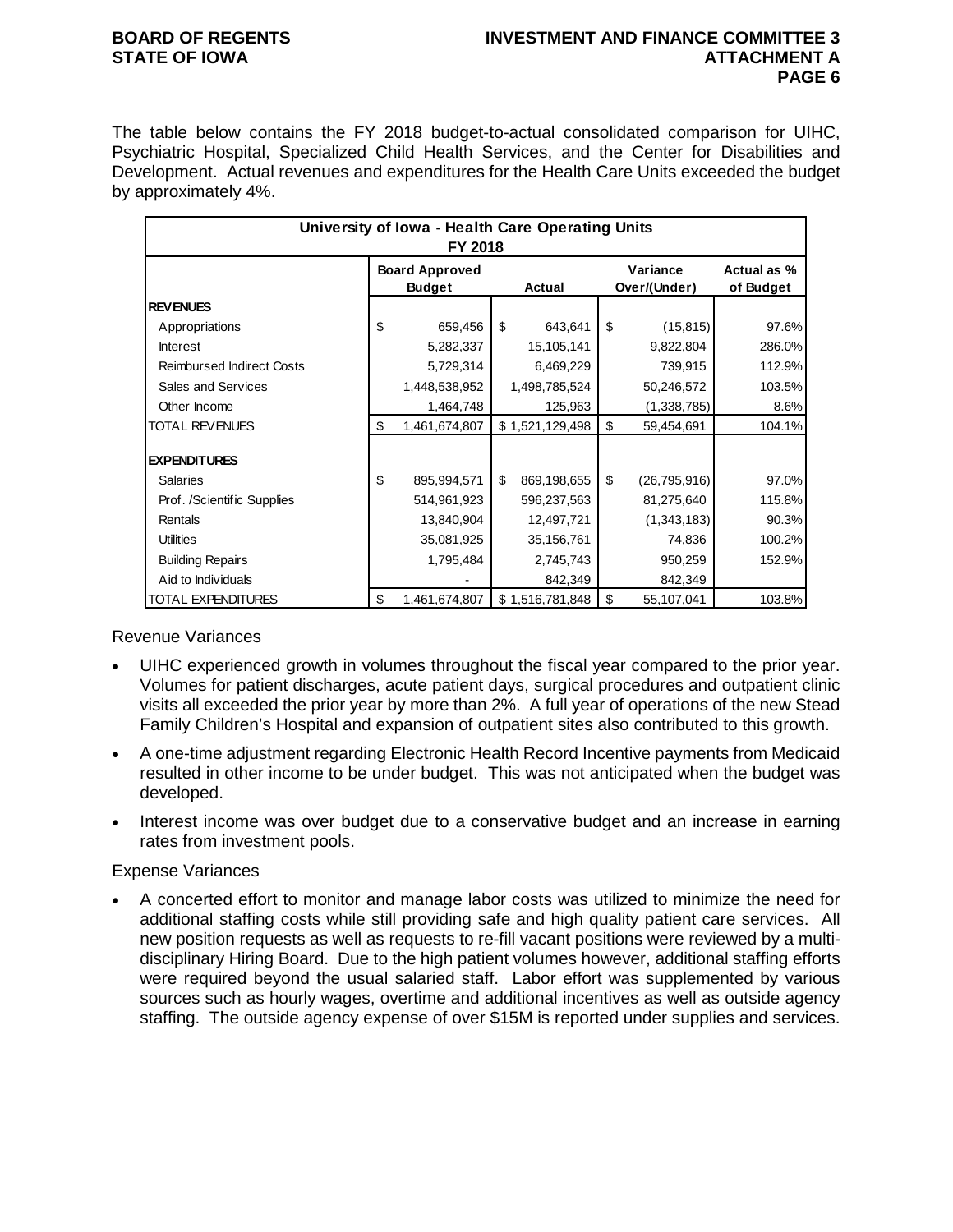The table below contains the FY 2018 budget-to-actual consolidated comparison for UIHC, Psychiatric Hospital, Specialized Child Health Services, and the Center for Disabilities and Development. Actual revenues and expenditures for the Health Care Units exceeded the budget by approximately 4%.

| University of Iowa - Health Care Operating Units<br>FY 2018 | | | | |
|---|---|---|---|---|
| | Board Approved Budget | Actual | Variance Over/(Under) | Actual as % of Budget |
| **REVENUES** | | | | |
| Appropriations | $ 659,456 | $ 643,641 | $ (15,815) | 97.6% |
| Interest | 5,282,337 | 15,105,141 | 9,822,804 | 286.0% |
| Reimbursed Indirect Costs | 5,729,314 | 6,469,229 | 739,915 | 112.9% |
| Sales and Services | 1,448,538,952 | 1,498,785,524 | 50,246,572 | 103.5% |
| Other Income | 1,464,748 | 125,963 | (1,338,785) | 8.6% |
| TOTAL REVENUES | $ 1,461,674,807 | $ 1,521,129,498 | $ 59,454,691 | 104.1% |
| **EXPENDITURES** | | | | |
| Salaries | $ 895,994,571 | $ 869,198,655 | $ (26,795,916) | 97.0% |
| Prof. /Scientific Supplies | 514,961,923 | 596,237,563 | 81,275,640 | 115.8% |
| Rentals | 13,840,904 | 12,497,721 | (1,343,183) | 90.3% |
| Utilities | 35,081,925 | 35,156,761 | 74,836 | 100.2% |
| Building Repairs | 1,795,484 | 2,745,743 | 950,259 | 152.9% |
| Aid to Individuals | - | 842,349 | 842,349 | |
| TOTAL EXPENDITURES | $ 1,461,674,807 | $ 1,516,781,848 | $ 55,107,041 | 103.8% |

Revenue Variances

- UIHC experienced growth in volumes throughout the fiscal year compared to the prior year. Volumes for patient discharges, acute patient days, surgical procedures and outpatient clinic visits all exceeded the prior year by more than 2%. A full year of operations of the new Stead Family Children's Hospital and expansion of outpatient sites also contributed to this growth.
- A one-time adjustment regarding Electronic Health Record Incentive payments from Medicaid resulted in other income to be under budget. This was not anticipated when the budget was developed.
- Interest income was over budget due to a conservative budget and an increase in earning rates from investment pools.

Expense Variances

- A concerted effort to monitor and manage labor costs was utilized to minimize the need for additional staffing costs while still providing safe and high quality patient care services. All new position requests as well as requests to re-fill vacant positions were reviewed by a multi-disciplinary Hiring Board. Due to the high patient volumes however, additional staffing efforts were required beyond the usual salaried staff. Labor effort was supplemented by various sources such as hourly wages, overtime and additional incentives as well as outside agency staffing. The outside agency expense of over $15M is reported under supplies and services.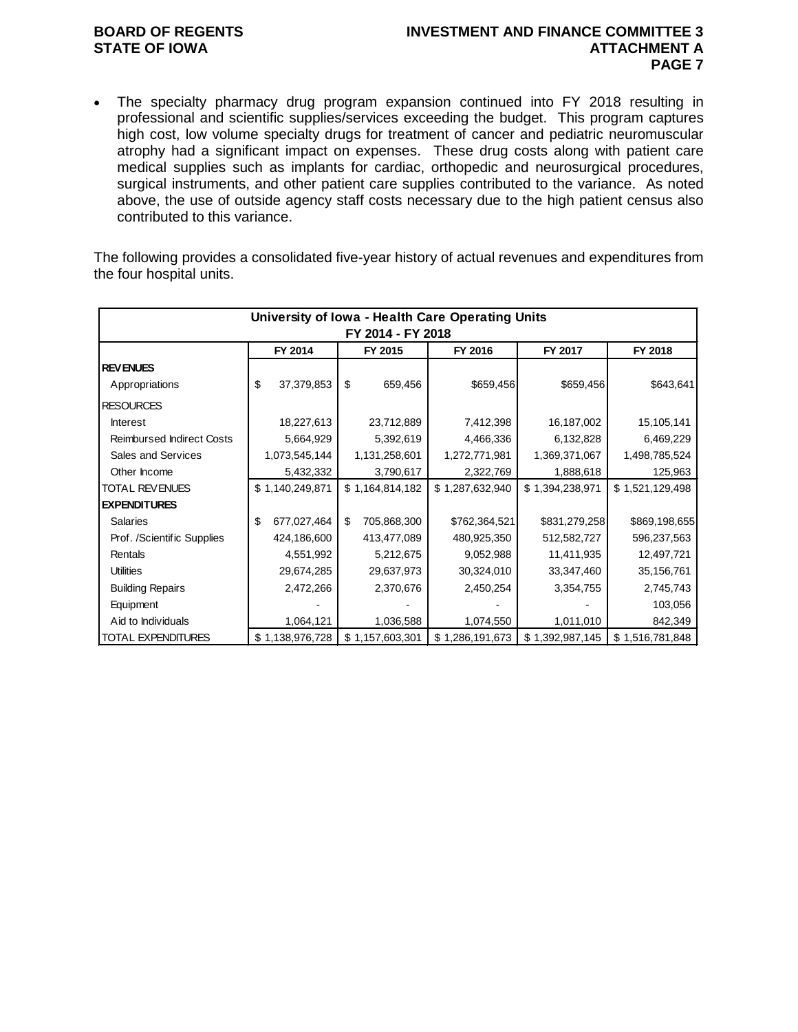- The specialty pharmacy drug program expansion continued into FY 2018 resulting in professional and scientific supplies/services exceeding the budget. This program captures high cost, low volume specialty drugs for treatment of cancer and pediatric neuromuscular atrophy had a significant impact on expenses. These drug costs along with patient care medical supplies such as implants for cardiac, orthopedic and neurosurgical procedures, surgical instruments, and other patient care supplies contributed to the variance. As noted above, the use of outside agency staff costs necessary due to the high patient census also contributed to this variance.

The following provides a consolidated five-year history of actual revenues and expenditures from the four hospital units.

| University of Iowa - Health Care Operating Units<br>FY 2014 - FY 2018 | FY 2014 | FY 2015 | FY 2016 | FY 2017 | FY 2018 |
|---|---|---|---|---|---|
| **REVENUES** | | | | | |
| Appropriations | $ 37,379,853 | $ 659,456 | $659,456 | $659,456 | $643,641 |
| RESOURCES | | | | | |
| Interest | 18,227,613 | 23,712,889 | 7,412,398 | 16,187,002 | 15,105,141 |
| Reimbursed Indirect Costs | 5,664,929 | 5,392,619 | 4,466,336 | 6,132,828 | 6,469,229 |
| Sales and Services | 1,073,545,144 | 1,131,258,601 | 1,272,771,981 | 1,369,371,067 | 1,498,785,524 |
| Other Income | 5,432,332 | 3,790,617 | 2,322,769 | 1,888,618 | 125,963 |
| TOTAL REVENUES | $ 1,140,249,871 | $ 1,164,814,182 | $ 1,287,632,940 | $ 1,394,238,971 | $ 1,521,129,498 |
| **EXPENDITURES** | | | | | |
| Salaries | $ 677,027,464 | $ 705,868,300 | $762,364,521 | $831,279,258 | $869,198,655 |
| Prof. /Scientific Supplies | 424,186,600 | 413,477,089 | 480,925,350 | 512,582,727 | 596,237,563 |
| Rentals | 4,551,992 | 5,212,675 | 9,052,988 | 11,411,935 | 12,497,721 |
| Utilities | 29,674,285 | 29,637,973 | 30,324,010 | 33,347,460 | 35,156,761 |
| Building Repairs | 2,472,266 | 2,370,676 | 2,450,254 | 3,354,755 | 2,745,743 |
| Equipment | - | - | - | - | 103,056 |
| Aid to Individuals | 1,064,121 | 1,036,588 | 1,074,550 | 1,011,010 | 842,349 |
| TOTAL EXPENDITURES | $ 1,138,976,728 | $ 1,157,603,301 | $ 1,286,191,673 | $ 1,392,987,145 | $ 1,516,781,848 |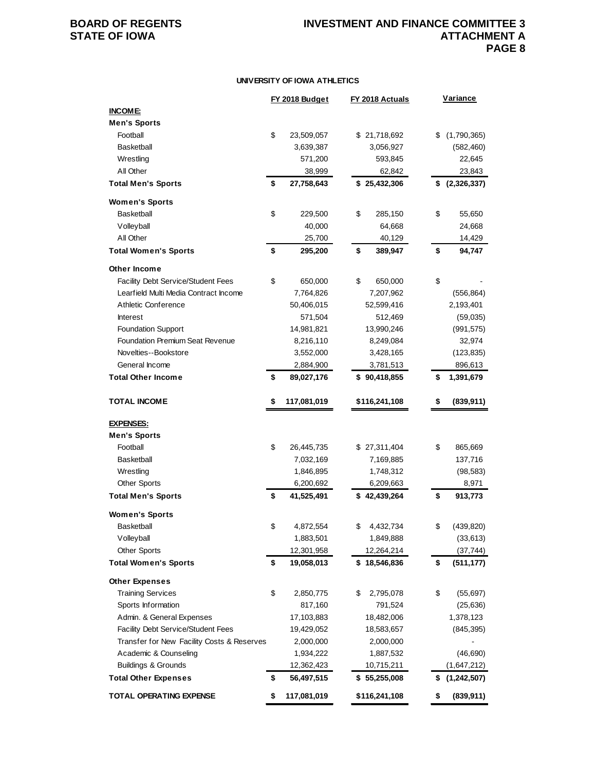**UNIVERSITY OF IOWA ATHLETICS**

| | FY 2018 Budget | FY 2018 Actuals | Variance |
|---|---|---|---|
| **INCOME:** | | | |
| **Men's Sports** | | | |
| Football | $ 23,509,057 | $ 21,718,692 | $ (1,790,365) |
| Basketball | 3,639,387 | 3,056,927 | (582,460) |
| Wrestling | 571,200 | 593,845 | 22,645 |
| All Other | 38,999 | 62,842 | 23,843 |
| **Total Men's Sports** | **$ 27,758,643** | **$ 25,432,306** | **$ (2,326,337)** |
| **Women's Sports** | | | |
| Basketball | $ 229,500 | $ 285,150 | $ 55,650 |
| Volleyball | 40,000 | 64,668 | 24,668 |
| All Other | 25,700 | 40,129 | 14,429 |
| **Total Women's Sports** | **$ 295,200** | **$ 389,947** | **$ 94,747** |
| **Other Income** | | | |
| Facility Debt Service/Student Fees | $ 650,000 | $ 650,000 | $ - |
| Learfield Multi Media Contract Income | 7,764,826 | 7,207,962 | (556,864) |
| Athletic Conference | 50,406,015 | 52,599,416 | 2,193,401 |
| Interest | 571,504 | 512,469 | (59,035) |
| Foundation Support | 14,981,821 | 13,990,246 | (991,575) |
| Foundation Premium Seat Revenue | 8,216,110 | 8,249,084 | 32,974 |
| Novelties--Bookstore | 3,552,000 | 3,428,165 | (123,835) |
| General Income | 2,884,900 | 3,781,513 | 896,613 |
| **Total Other Income** | **$ 89,027,176** | **$ 90,418,855** | **$ 1,391,679** |
| **TOTAL INCOME** | **$ 117,081,019** | **$116,241,108** | **$ (839,911)** |
| **EXPENSES:** | | | |
| **Men's Sports** | | | |
| Football | $ 26,445,735 | $ 27,311,404 | $ 865,669 |
| Basketball | 7,032,169 | 7,169,885 | 137,716 |
| Wrestling | 1,846,895 | 1,748,312 | (98,583) |
| Other Sports | 6,200,692 | 6,209,663 | 8,971 |
| **Total Men's Sports** | **$ 41,525,491** | **$ 42,439,264** | **$ 913,773** |
| **Women's Sports** | | | |
| Basketball | $ 4,872,554 | $ 4,432,734 | $ (439,820) |
| Volleyball | 1,883,501 | 1,849,888 | (33,613) |
| Other Sports | 12,301,958 | 12,264,214 | (37,744) |
| **Total Women's Sports** | **$ 19,058,013** | **$ 18,546,836** | **$ (511,177)** |
| **Other Expenses** | | | |
| Training Services | $ 2,850,775 | $ 2,795,078 | $ (55,697) |
| Sports Information | 817,160 | 791,524 | (25,636) |
| Admin. & General Expenses | 17,103,883 | 18,482,006 | 1,378,123 |
| Facility Debt Service/Student Fees | 19,429,052 | 18,583,657 | (845,395) |
| Transfer for New Facility Costs & Reserves | 2,000,000 | 2,000,000 | - |
| Academic & Counseling | 1,934,222 | 1,887,532 | (46,690) |
| Buildings & Grounds | 12,362,423 | 10,715,211 | (1,647,212) |
| **Total Other Expenses** | **$ 56,497,515** | **$ 55,255,008** | **$ (1,242,507)** |
| **TOTAL OPERATING EXPENSE** | **$ 117,081,019** | **$116,241,108** | **$ (839,911)** |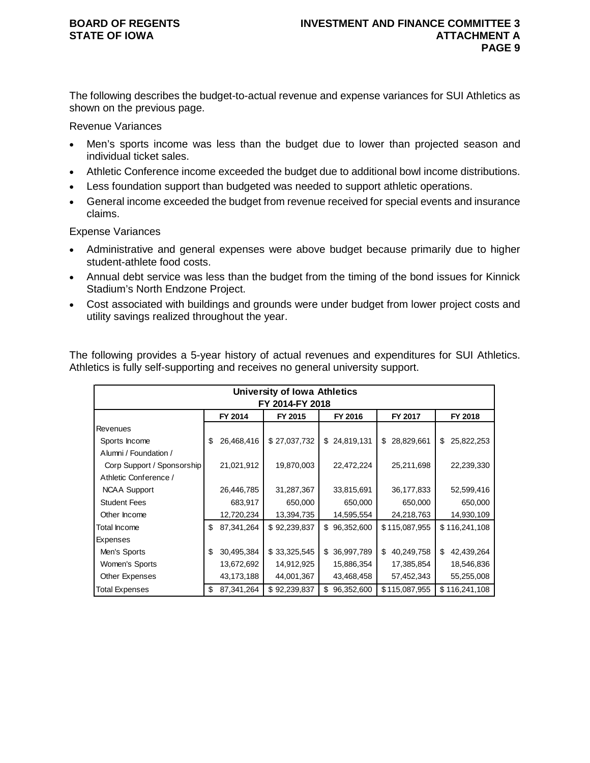The following describes the budget-to-actual revenue and expense variances for SUI Athletics as shown on the previous page.

Revenue Variances

- Men's sports income was less than the budget due to lower than projected season and individual ticket sales.
- Athletic Conference income exceeded the budget due to additional bowl income distributions.
- Less foundation support than budgeted was needed to support athletic operations.
- General income exceeded the budget from revenue received for special events and insurance claims.

Expense Variances

- Administrative and general expenses were above budget because primarily due to higher student-athlete food costs.
- Annual debt service was less than the budget from the timing of the bond issues for Kinnick Stadium's North Endzone Project.
- Cost associated with buildings and grounds were under budget from lower project costs and utility savings realized throughout the year.

The following provides a 5-year history of actual revenues and expenditures for SUI Athletics. Athletics is fully self-supporting and receives no general university support.

**University of Iowa Athletics**
**FY 2014-FY 2018**

| | FY 2014 | FY 2015 | FY 2016 | FY 2017 | FY 2018 |
|---|---|---|---|---|---|
| Revenues | | | | | |
| Sports Income | $ 26,468,416 | $ 27,037,732 | $ 24,819,131 | $ 28,829,661 | $ 25,822,253 |
| Alumni / Foundation / Corp Support / Sponsorship | 21,021,912 | 19,870,003 | 22,472,224 | 25,211,698 | 22,239,330 |
| Athletic Conference / NCAA Support | 26,446,785 | 31,287,367 | 33,815,691 | 36,177,833 | 52,599,416 |
| Student Fees | 683,917 | 650,000 | 650,000 | 650,000 | 650,000 |
| Other Income | 12,720,234 | 13,394,735 | 14,595,554 | 24,218,763 | 14,930,109 |
| Total Income | $ 87,341,264 | $ 92,239,837 | $ 96,352,600 | $ 115,087,955 | $ 116,241,108 |
| Expenses | | | | | |
| Men's Sports | $ 30,495,384 | $ 33,325,545 | $ 36,997,789 | $ 40,249,758 | $ 42,439,264 |
| Women's Sports | 13,672,692 | 14,912,925 | 15,886,354 | 17,385,854 | 18,546,836 |
| Other Expenses | 43,173,188 | 44,001,367 | 43,468,458 | 57,452,343 | 55,255,008 |
| Total Expenses | $ 87,341,264 | $ 92,239,837 | $ 96,352,600 | $ 115,087,955 | $ 116,241,108 |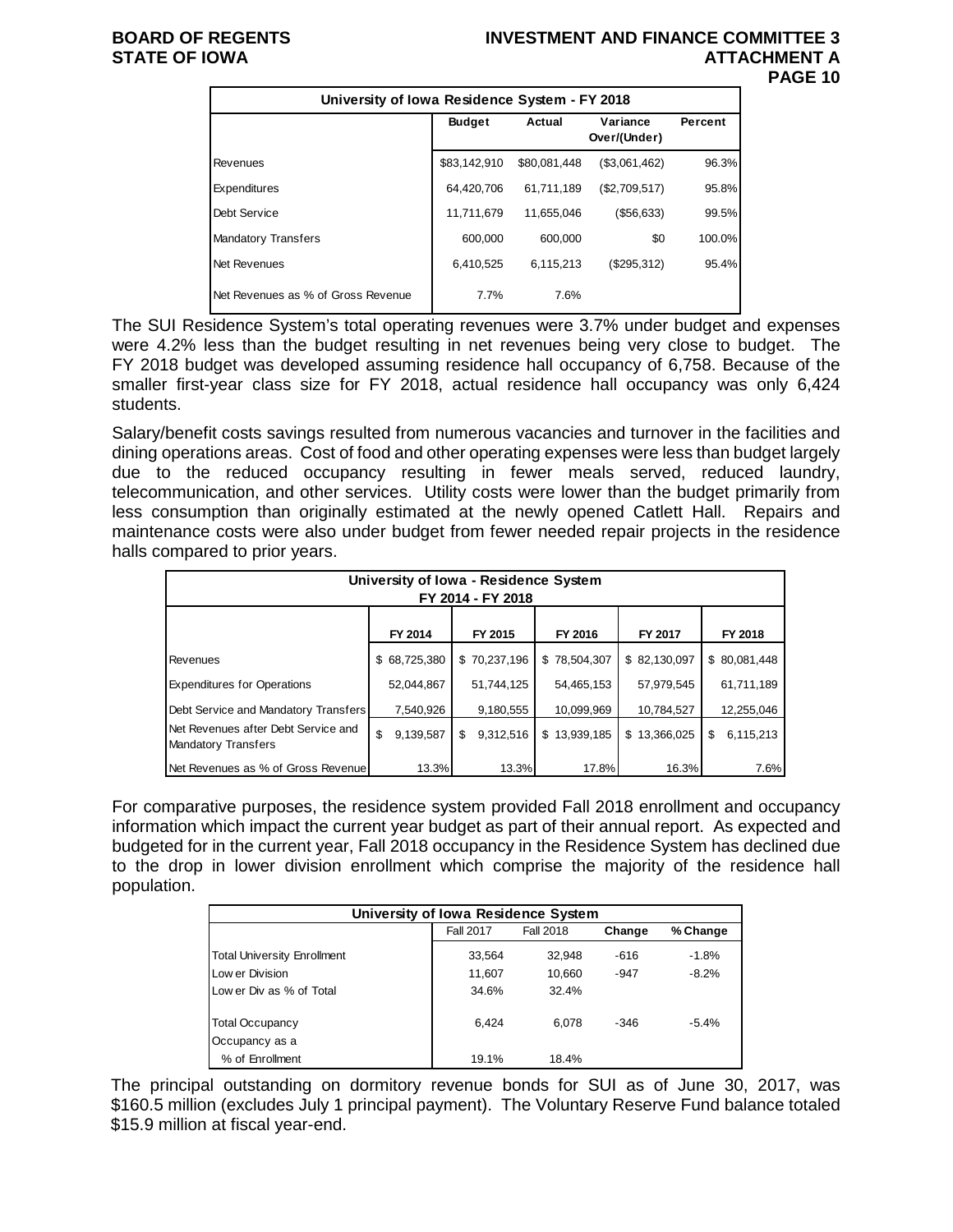| University of Iowa Residence System - FY 2018 | | | | |
|---|---|---|---|---|
| | Budget | Actual | Variance Over/(Under) | Percent |
| Revenues | $83,142,910 | $80,081,448 | ($3,061,462) | 96.3% |
| Expenditures | 64,420,706 | 61,711,189 | ($2,709,517) | 95.8% |
| Debt Service | 11,711,679 | 11,655,046 | ($56,633) | 99.5% |
| Mandatory Transfers | 600,000 | 600,000 | $0 | 100.0% |
| Net Revenues | 6,410,525 | 6,115,213 | ($295,312) | 95.4% |
| Net Revenues as % of Gross Revenue | 7.7% | 7.6% | | |

The SUI Residence System's total operating revenues were 3.7% under budget and expenses were 4.2% less than the budget resulting in net revenues being very close to budget. The FY 2018 budget was developed assuming residence hall occupancy of 6,758. Because of the smaller first-year class size for FY 2018, actual residence hall occupancy was only 6,424 students.

Salary/benefit costs savings resulted from numerous vacancies and turnover in the facilities and dining operations areas. Cost of food and other operating expenses were less than budget largely due to the reduced occupancy resulting in fewer meals served, reduced laundry, telecommunication, and other services. Utility costs were lower than the budget primarily from less consumption than originally estimated at the newly opened Catlett Hall. Repairs and maintenance costs were also under budget from fewer needed repair projects in the residence halls compared to prior years.

| University of Iowa - Residence System FY 2014 - FY 2018 | | | | | |
|---|---|---|---|---|---|
| | FY 2014 | FY 2015 | FY 2016 | FY 2017 | FY 2018 |
| Revenues | $ 68,725,380 | $ 70,237,196 | $ 78,504,307 | $ 82,130,097 | $ 80,081,448 |
| Expenditures for Operations | 52,044,867 | 51,744,125 | 54,465,153 | 57,979,545 | 61,711,189 |
| Debt Service and Mandatory Transfers | 7,540,926 | 9,180,555 | 10,099,969 | 10,784,527 | 12,255,046 |
| Net Revenues after Debt Service and Mandatory Transfers | $ 9,139,587 | $ 9,312,516 | $ 13,939,185 | $ 13,366,025 | $ 6,115,213 |
| Net Revenues as % of Gross Revenue | 13.3% | 13.3% | 17.8% | 16.3% | 7.6% |

For comparative purposes, the residence system provided Fall 2018 enrollment and occupancy information which impact the current year budget as part of their annual report. As expected and budgeted for in the current year, Fall 2018 occupancy in the Residence System has declined due to the drop in lower division enrollment which comprise the majority of the residence hall population.

| University of Iowa Residence System | | | | |
|---|---|---|---|---|
| | Fall 2017 | Fall 2018 | Change | % Change |
| Total University Enrollment | 33,564 | 32,948 | -616 | -1.8% |
| Lower Division | 11,607 | 10,660 | -947 | -8.2% |
| Lower Div as % of Total | 34.6% | 32.4% | | |
| Total Occupancy | 6,424 | 6,078 | -346 | -5.4% |
| Occupancy as a % of Enrollment | 19.1% | 18.4% | | |

The principal outstanding on dormitory revenue bonds for SUI as of June 30, 2017, was $160.5 million (excludes July 1 principal payment). The Voluntary Reserve Fund balance totaled $15.9 million at fiscal year-end.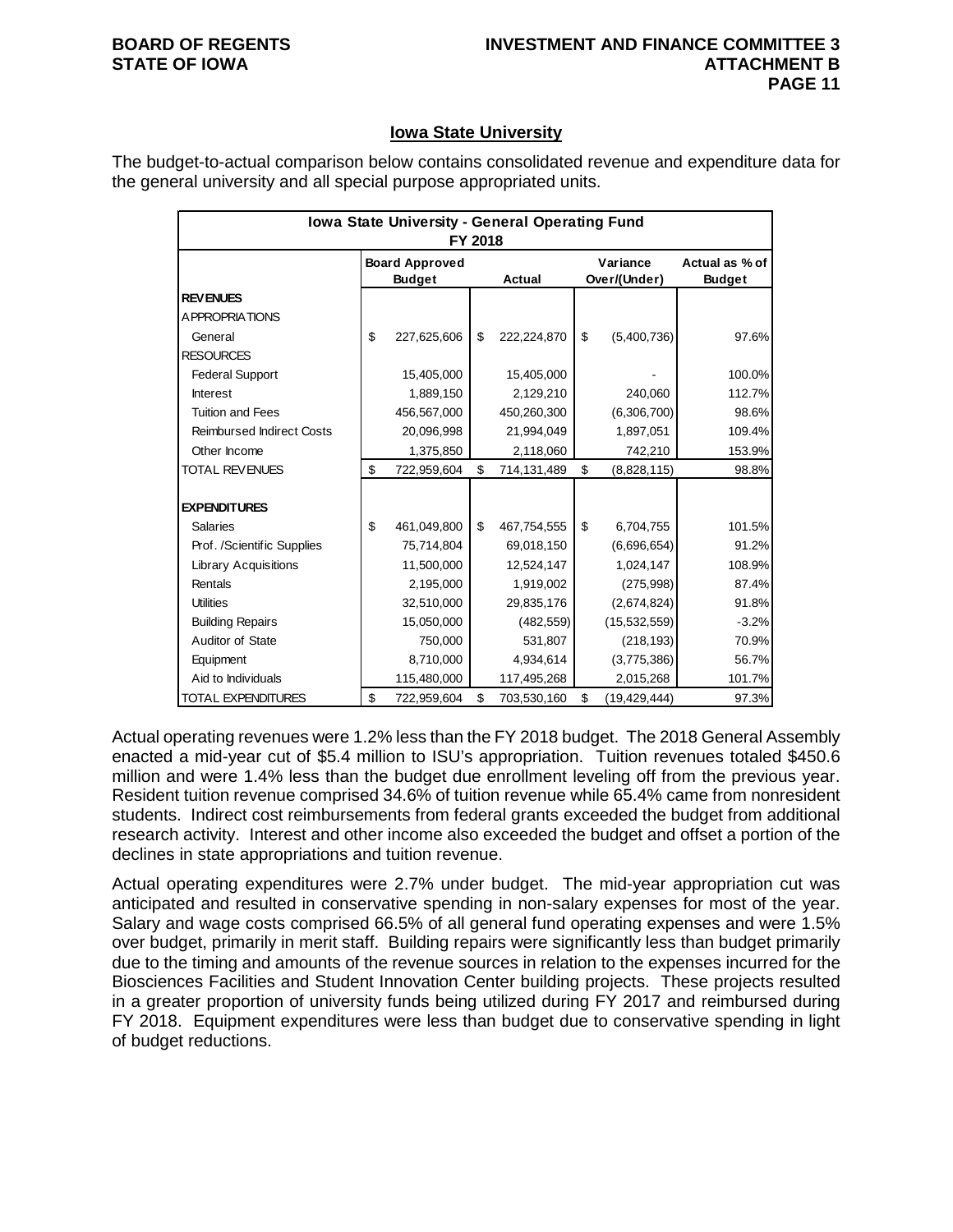## Iowa State University

The budget-to-actual comparison below contains consolidated revenue and expenditure data for the general university and all special purpose appropriated units.

| Iowa State University - General Operating Fund FY 2018 | | | | |
|---|---|---|---|---|
| | Board Approved Budget | Actual | Variance Over/(Under) | Actual as % of Budget |
| **REVENUES** | | | | |
| APPROPRIATIONS | | | | |
| General | $ 227,625,606 | $ 222,224,870 | $ (5,400,736) | 97.6% |
| RESOURCES | | | | |
| Federal Support | 15,405,000 | 15,405,000 | - | 100.0% |
| Interest | 1,889,150 | 2,129,210 | 240,060 | 112.7% |
| Tuition and Fees | 456,567,000 | 450,260,300 | (6,306,700) | 98.6% |
| Reimbursed Indirect Costs | 20,096,998 | 21,994,049 | 1,897,051 | 109.4% |
| Other Income | 1,375,850 | 2,118,060 | 742,210 | 153.9% |
| TOTAL REVENUES | $ 722,959,604 | $ 714,131,489 | $ (8,828,115) | 98.8% |
| | | | | |
| **EXPENDITURES** | | | | |
| Salaries | $ 461,049,800 | $ 467,754,555 | $ 6,704,755 | 101.5% |
| Prof. /Scientific Supplies | 75,714,804 | 69,018,150 | (6,696,654) | 91.2% |
| Library Acquisitions | 11,500,000 | 12,524,147 | 1,024,147 | 108.9% |
| Rentals | 2,195,000 | 1,919,002 | (275,998) | 87.4% |
| Utilities | 32,510,000 | 29,835,176 | (2,674,824) | 91.8% |
| Building Repairs | 15,050,000 | (482,559) | (15,532,559) | -3.2% |
| Auditor of State | 750,000 | 531,807 | (218,193) | 70.9% |
| Equipment | 8,710,000 | 4,934,614 | (3,775,386) | 56.7% |
| Aid to Individuals | 115,480,000 | 117,495,268 | 2,015,268 | 101.7% |
| TOTAL EXPENDITURES | $ 722,959,604 | $ 703,530,160 | $ (19,429,444) | 97.3% |

Actual operating revenues were 1.2% less than the FY 2018 budget. The 2018 General Assembly enacted a mid-year cut of $5.4 million to ISU's appropriation. Tuition revenues totaled $450.6 million and were 1.4% less than the budget due enrollment leveling off from the previous year. Resident tuition revenue comprised 34.6% of tuition revenue while 65.4% came from nonresident students. Indirect cost reimbursements from federal grants exceeded the budget from additional research activity. Interest and other income also exceeded the budget and offset a portion of the declines in state appropriations and tuition revenue.

Actual operating expenditures were 2.7% under budget. The mid-year appropriation cut was anticipated and resulted in conservative spending in non-salary expenses for most of the year. Salary and wage costs comprised 66.5% of all general fund operating expenses and were 1.5% over budget, primarily in merit staff. Building repairs were significantly less than budget primarily due to the timing and amounts of the revenue sources in relation to the expenses incurred for the Biosciences Facilities and Student Innovation Center building projects. These projects resulted in a greater proportion of university funds being utilized during FY 2017 and reimbursed during FY 2018. Equipment expenditures were less than budget due to conservative spending in light of budget reductions.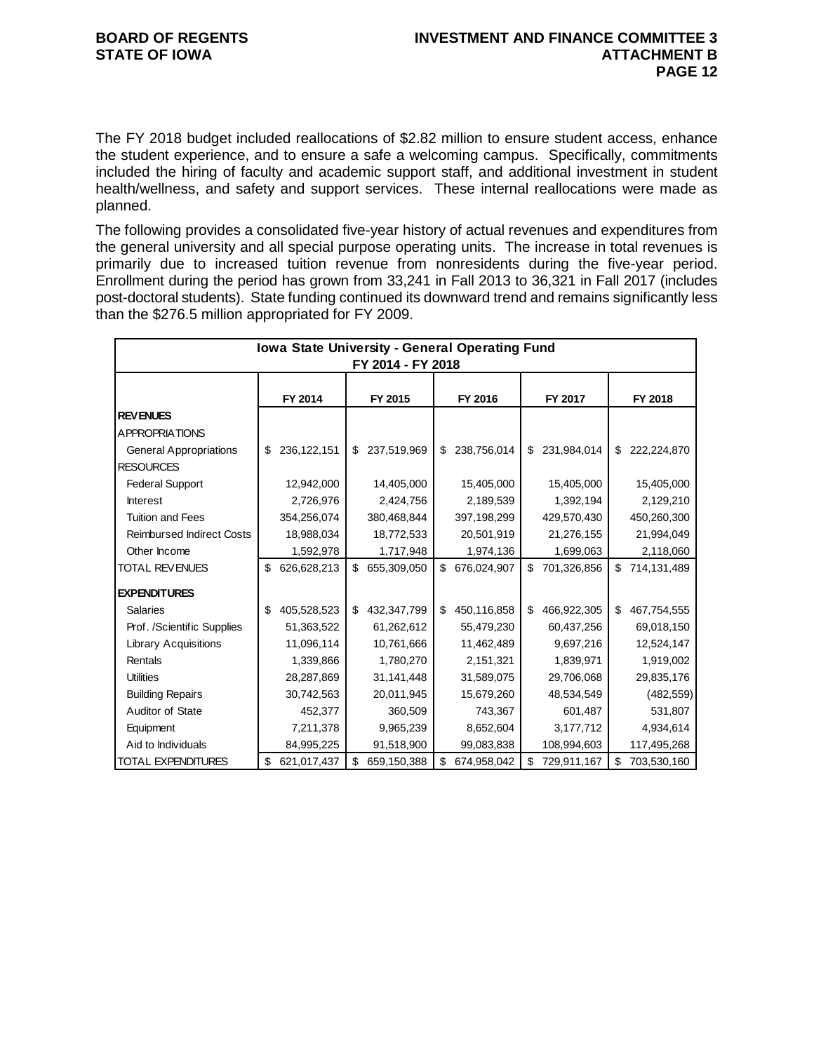The FY 2018 budget included reallocations of $2.82 million to ensure student access, enhance the student experience, and to ensure a safe a welcoming campus. Specifically, commitments included the hiring of faculty and academic support staff, and additional investment in student health/wellness, and safety and support services. These internal reallocations were made as planned.

The following provides a consolidated five-year history of actual revenues and expenditures from the general university and all special purpose operating units. The increase in total revenues is primarily due to increased tuition revenue from nonresidents during the five-year period. Enrollment during the period has grown from 33,241 in Fall 2013 to 36,321 in Fall 2017 (includes post-doctoral students). State funding continued its downward trend and remains significantly less than the $276.5 million appropriated for FY 2009.

**Iowa State University - General Operating Fund**
**FY 2014 - FY 2018**

| | FY 2014 | FY 2015 | FY 2016 | FY 2017 | FY 2018 |
|---|---|---|---|---|---|
| **REVENUES** | | | | | |
| APPROPRIATIONS | | | | | |
| General Appropriations | $ 236,122,151 | $ 237,519,969 | $ 238,756,014 | $ 231,984,014 | $ 222,224,870 |
| RESOURCES | | | | | |
| Federal Support | 12,942,000 | 14,405,000 | 15,405,000 | 15,405,000 | 15,405,000 |
| Interest | 2,726,976 | 2,424,756 | 2,189,539 | 1,392,194 | 2,129,210 |
| Tuition and Fees | 354,256,074 | 380,468,844 | 397,198,299 | 429,570,430 | 450,260,300 |
| Reimbursed Indirect Costs | 18,988,034 | 18,772,533 | 20,501,919 | 21,276,155 | 21,994,049 |
| Other Income | 1,592,978 | 1,717,948 | 1,974,136 | 1,699,063 | 2,118,060 |
| TOTAL REVENUES | $ 626,628,213 | $ 655,309,050 | $ 676,024,907 | $ 701,326,856 | $ 714,131,489 |
| **EXPENDITURES** | | | | | |
| Salaries | $ 405,528,523 | $ 432,347,799 | $ 450,116,858 | $ 466,922,305 | $ 467,754,555 |
| Prof. /Scientific Supplies | 51,363,522 | 61,262,612 | 55,479,230 | 60,437,256 | 69,018,150 |
| Library Acquisitions | 11,096,114 | 10,761,666 | 11,462,489 | 9,697,216 | 12,524,147 |
| Rentals | 1,339,866 | 1,780,270 | 2,151,321 | 1,839,971 | 1,919,002 |
| Utilities | 28,287,869 | 31,141,448 | 31,589,075 | 29,706,068 | 29,835,176 |
| Building Repairs | 30,742,563 | 20,011,945 | 15,679,260 | 48,534,549 | (482,559) |
| Auditor of State | 452,377 | 360,509 | 743,367 | 601,487 | 531,807 |
| Equipment | 7,211,378 | 9,965,239 | 8,652,604 | 3,177,712 | 4,934,614 |
| Aid to Individuals | 84,995,225 | 91,518,900 | 99,083,838 | 108,994,603 | 117,495,268 |
| TOTAL EXPENDITURES | $ 621,017,437 | $ 659,150,388 | $ 674,958,042 | $ 729,911,167 | $ 703,530,160 |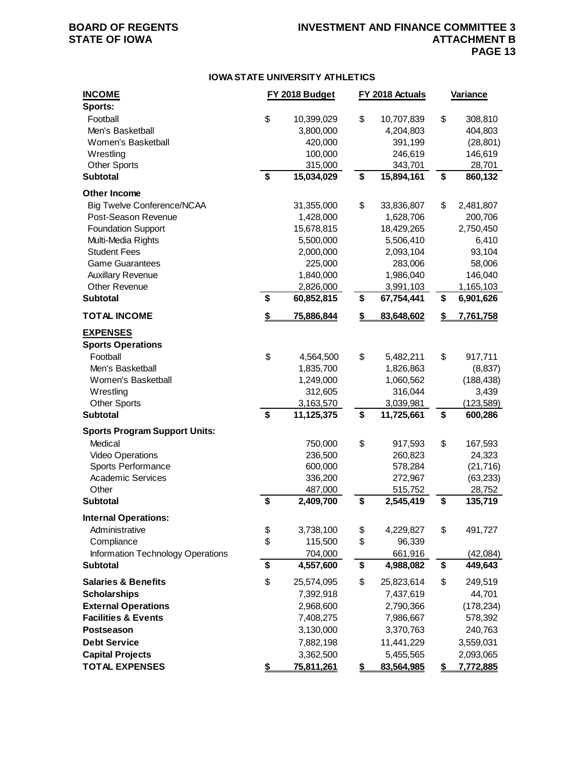## IOWA STATE UNIVERSITY ATHLETICS

| INCOME | FY 2018 Budget | FY 2018 Actuals | Variance |
|---|---|---|---|
| **Sports:** | | | |
| Football | $ 10,399,029 | $ 10,707,839 | $ 308,810 |
| Men's Basketball | 3,800,000 | 4,204,803 | 404,803 |
| Women's Basketball | 420,000 | 391,199 | (28,801) |
| Wrestling | 100,000 | 246,619 | 146,619 |
| Other Sports | 315,000 | 343,701 | 28,701 |
| **Subtotal** | **$ 15,034,029** | **$ 15,894,161** | **$ 860,132** |
| **Other Income** | | | |
| Big Twelve Conference/NCAA | 31,355,000 | $ 33,836,807 | $ 2,481,807 |
| Post-Season Revenue | 1,428,000 | 1,628,706 | 200,706 |
| Foundation Support | 15,678,815 | 18,429,265 | 2,750,450 |
| Multi-Media Rights | 5,500,000 | 5,506,410 | 6,410 |
| Student Fees | 2,000,000 | 2,093,104 | 93,104 |
| Game Guarantees | 225,000 | 283,006 | 58,006 |
| Auxillary Revenue | 1,840,000 | 1,986,040 | 146,040 |
| Other Revenue | 2,826,000 | 3,991,103 | 1,165,103 |
| **Subtotal** | **$ 60,852,815** | **$ 67,754,441** | **$ 6,901,626** |
| **TOTAL INCOME** | **$ 75,886,844** | **$ 83,648,602** | **$ 7,761,758** |
| **EXPENSES** | | | |
| **Sports Operations** | | | |
| Football | $ 4,564,500 | $ 5,482,211 | $ 917,711 |
| Men's Basketball | 1,835,700 | 1,826,863 | (8,837) |
| Women's Basketball | 1,249,000 | 1,060,562 | (188,438) |
| Wrestling | 312,605 | 316,044 | 3,439 |
| Other Sports | 3,163,570 | 3,039,981 | (123,589) |
| **Subtotal** | **$ 11,125,375** | **$ 11,725,661** | **$ 600,286** |
| **Sports Program Support Units:** | | | |
| Medical | 750,000 | $ 917,593 | $ 167,593 |
| Video Operations | 236,500 | 260,823 | 24,323 |
| Sports Performance | 600,000 | 578,284 | (21,716) |
| Academic Services | 336,200 | 272,967 | (63,233) |
| Other | 487,000 | 515,752 | 28,752 |
| **Subtotal** | **$ 2,409,700** | **$ 2,545,419** | **$ 135,719** |
| **Internal Operations:** | | | |
| Administrative | $ 3,738,100 | $ 4,229,827 | $ 491,727 |
| Compliance | $ 115,500 | $ 96,339 | |
| Information Technology Operations | 704,000 | 661,916 | (42,084) |
| **Subtotal** | **$ 4,557,600** | **$ 4,988,082** | **$ 449,643** |
| **Salaries & Benefits** | $ 25,574,095 | $ 25,823,614 | $ 249,519 |
| **Scholarships** | 7,392,918 | 7,437,619 | 44,701 |
| **External Operations** | 2,968,600 | 2,790,366 | (178,234) |
| **Facilities & Events** | 7,408,275 | 7,986,667 | 578,392 |
| **Postseason** | 3,130,000 | 3,370,763 | 240,763 |
| **Debt Service** | 7,882,198 | 11,441,229 | 3,559,031 |
| **Capital Projects** | 3,362,500 | 5,455,565 | 2,093,065 |
| **TOTAL EXPENSES** | **$ 75,811,261** | **$ 83,564,985** | **$ 7,772,885** |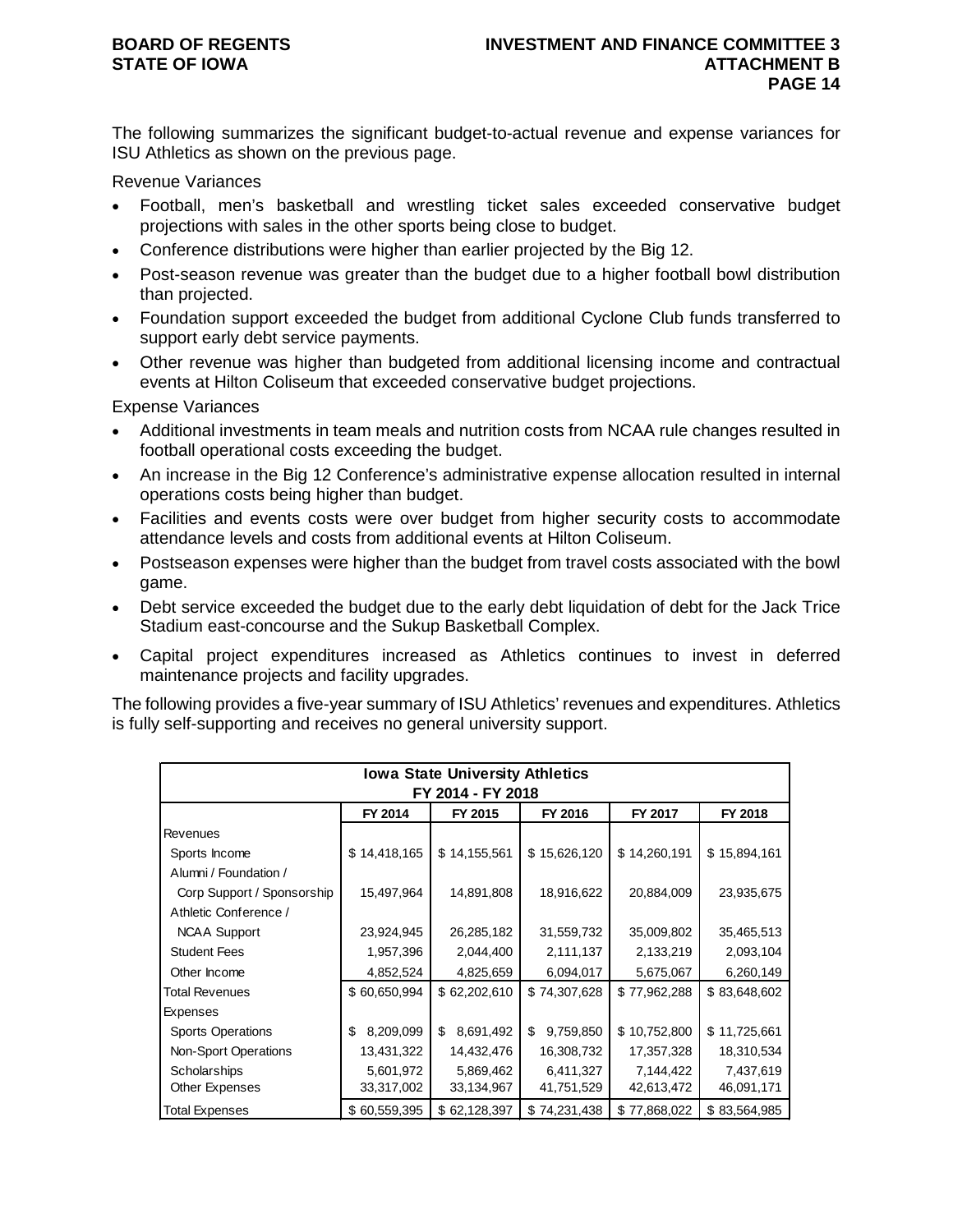The following summarizes the significant budget-to-actual revenue and expense variances for ISU Athletics as shown on the previous page.

Revenue Variances

- Football, men's basketball and wrestling ticket sales exceeded conservative budget projections with sales in the other sports being close to budget.
- Conference distributions were higher than earlier projected by the Big 12.
- Post-season revenue was greater than the budget due to a higher football bowl distribution than projected.
- Foundation support exceeded the budget from additional Cyclone Club funds transferred to support early debt service payments.
- Other revenue was higher than budgeted from additional licensing income and contractual events at Hilton Coliseum that exceeded conservative budget projections.

Expense Variances

- Additional investments in team meals and nutrition costs from NCAA rule changes resulted in football operational costs exceeding the budget.
- An increase in the Big 12 Conference's administrative expense allocation resulted in internal operations costs being higher than budget.
- Facilities and events costs were over budget from higher security costs to accommodate attendance levels and costs from additional events at Hilton Coliseum.
- Postseason expenses were higher than the budget from travel costs associated with the bowl game.
- Debt service exceeded the budget due to the early debt liquidation of debt for the Jack Trice Stadium east-concourse and the Sukup Basketball Complex.
- Capital project expenditures increased as Athletics continues to invest in deferred maintenance projects and facility upgrades.

The following provides a five-year summary of ISU Athletics' revenues and expenditures. Athletics is fully self-supporting and receives no general university support.

**Iowa State University Athletics**
**FY 2014 - FY 2018**

| | FY 2014 | FY 2015 | FY 2016 | FY 2017 | FY 2018 |
|---|---|---|---|---|---|
| Revenues | | | | | |
| Sports Income | $ 14,418,165 | $ 14,155,561 | $ 15,626,120 | $ 14,260,191 | $ 15,894,161 |
| Alumni / Foundation / Corp Support / Sponsorship | 15,497,964 | 14,891,808 | 18,916,622 | 20,884,009 | 23,935,675 |
| Athletic Conference / NCAA Support | 23,924,945 | 26,285,182 | 31,559,732 | 35,009,802 | 35,465,513 |
| Student Fees | 1,957,396 | 2,044,400 | 2,111,137 | 2,133,219 | 2,093,104 |
| Other Income | 4,852,524 | 4,825,659 | 6,094,017 | 5,675,067 | 6,260,149 |
| Total Revenues | $ 60,650,994 | $ 62,202,610 | $ 74,307,628 | $ 77,962,288 | $ 83,648,602 |
| Expenses | | | | | |
| Sports Operations | $ 8,209,099 | $ 8,691,492 | $ 9,759,850 | $ 10,752,800 | $ 11,725,661 |
| Non-Sport Operations | 13,431,322 | 14,432,476 | 16,308,732 | 17,357,328 | 18,310,534 |
| Scholarships | 5,601,972 | 5,869,462 | 6,411,327 | 7,144,422 | 7,437,619 |
| Other Expenses | 33,317,002 | 33,134,967 | 41,751,529 | 42,613,472 | 46,091,171 |
| Total Expenses | $ 60,559,395 | $ 62,128,397 | $ 74,231,438 | $ 77,868,022 | $ 83,564,985 |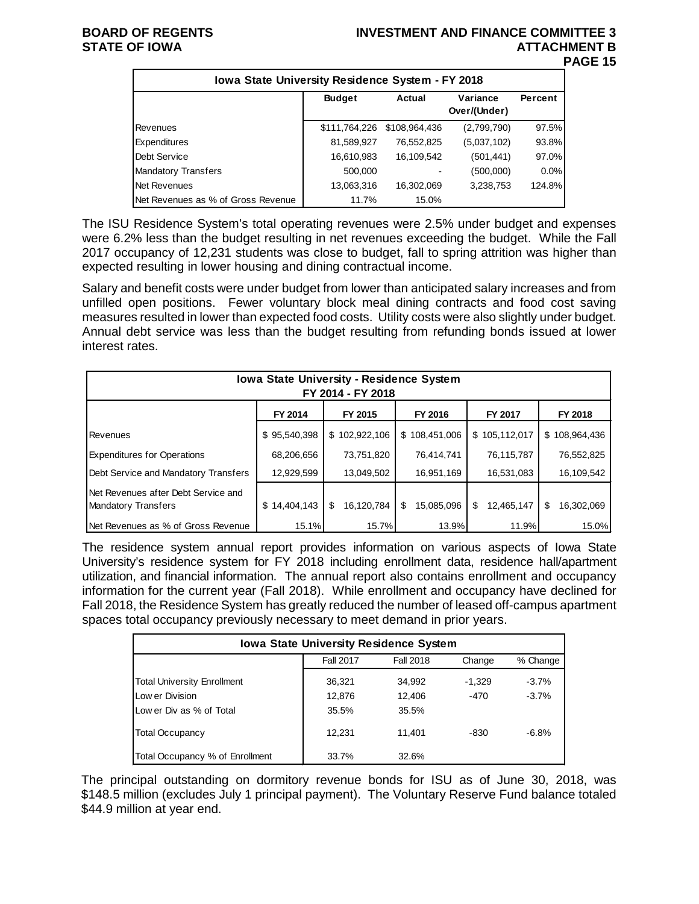| Iowa State University Residence System - FY 2018 | | | | |
|---|---|---|---|---|
| | Budget | Actual | Variance Over/(Under) | Percent |
| Revenues | $111,764,226 | $108,964,436 | (2,799,790) | 97.5% |
| Expenditures | 81,589,927 | 76,552,825 | (5,037,102) | 93.8% |
| Debt Service | 16,610,983 | 16,109,542 | (501,441) | 97.0% |
| Mandatory Transfers | 500,000 | - | (500,000) | 0.0% |
| Net Revenues | 13,063,316 | 16,302,069 | 3,238,753 | 124.8% |
| Net Revenues as % of Gross Revenue | 11.7% | 15.0% | | |

The ISU Residence System's total operating revenues were 2.5% under budget and expenses were 6.2% less than the budget resulting in net revenues exceeding the budget. While the Fall 2017 occupancy of 12,231 students was close to budget, fall to spring attrition was higher than expected resulting in lower housing and dining contractual income.

Salary and benefit costs were under budget from lower than anticipated salary increases and from unfilled open positions. Fewer voluntary block meal dining contracts and food cost saving measures resulted in lower than expected food costs. Utility costs were also slightly under budget. Annual debt service was less than the budget resulting from refunding bonds issued at lower interest rates.

| Iowa State University - Residence System FY 2014 - FY 2018 | | | | | |
|---|---|---|---|---|---|
| | FY 2014 | FY 2015 | FY 2016 | FY 2017 | FY 2018 |
| Revenues | $ 95,540,398 | $ 102,922,106 | $ 108,451,006 | $ 105,112,017 | $ 108,964,436 |
| Expenditures for Operations | 68,206,656 | 73,751,820 | 76,414,741 | 76,115,787 | 76,552,825 |
| Debt Service and Mandatory Transfers | 12,929,599 | 13,049,502 | 16,951,169 | 16,531,083 | 16,109,542 |
| Net Revenues after Debt Service and Mandatory Transfers | $ 14,404,143 | $ 16,120,784 | $ 15,085,096 | $ 12,465,147 | $ 16,302,069 |
| Net Revenues as % of Gross Revenue | 15.1% | 15.7% | 13.9% | 11.9% | 15.0% |

The residence system annual report provides information on various aspects of Iowa State University's residence system for FY 2018 including enrollment data, residence hall/apartment utilization, and financial information. The annual report also contains enrollment and occupancy information for the current year (Fall 2018). While enrollment and occupancy have declined for Fall 2018, the Residence System has greatly reduced the number of leased off-campus apartment spaces total occupancy previously necessary to meet demand in prior years.

| Iowa State University Residence System | | | | |
|---|---|---|---|---|
| | Fall 2017 | Fall 2018 | Change | % Change |
| Total University Enrollment | 36,321 | 34,992 | -1,329 | -3.7% |
| Lower Division | 12,876 | 12,406 | -470 | -3.7% |
| Lower Div as % of Total | 35.5% | 35.5% | | |
| Total Occupancy | 12,231 | 11,401 | -830 | -6.8% |
| Total Occupancy % of Enrollment | 33.7% | 32.6% | | |

The principal outstanding on dormitory revenue bonds for ISU as of June 30, 2018, was $148.5 million (excludes July 1 principal payment). The Voluntary Reserve Fund balance totaled $44.9 million at year end.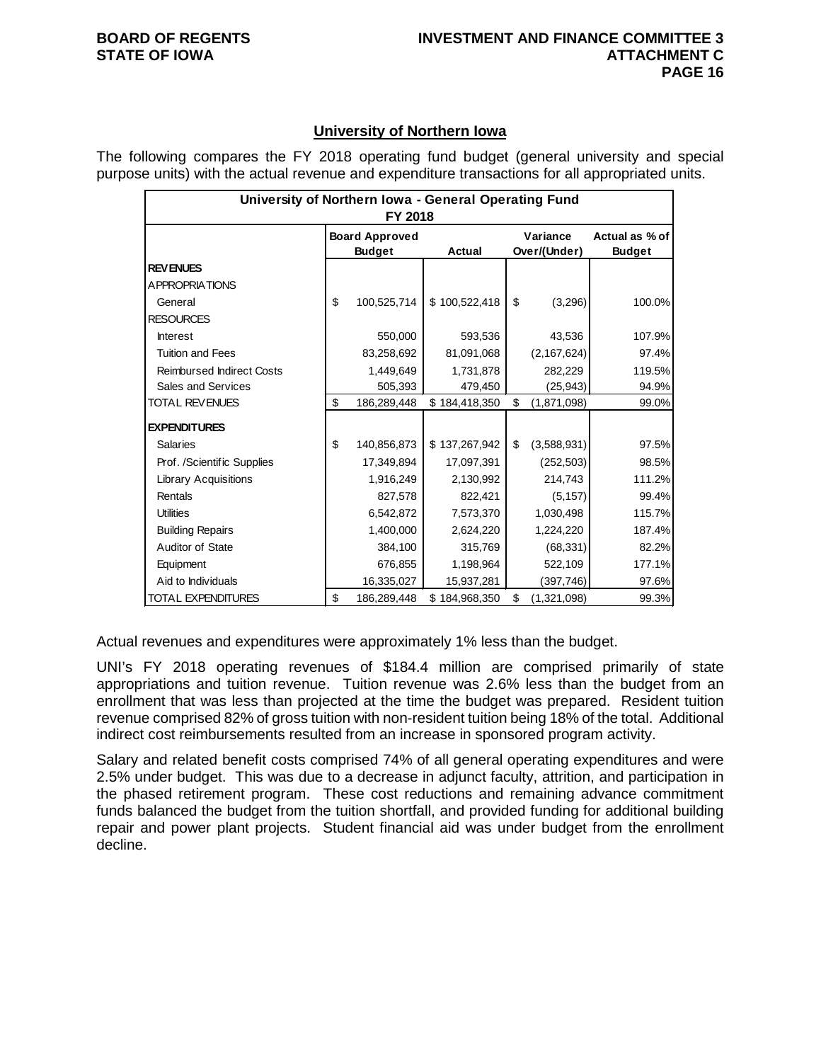## University of Northern Iowa

The following compares the FY 2018 operating fund budget (general university and special purpose units) with the actual revenue and expenditure transactions for all appropriated units.

| University of Northern Iowa - General Operating Fund FY 2018 | | | | |
|---|---|---|---|---|
| | Board Approved Budget | Actual | Variance Over/(Under) | Actual as % of Budget |
| **REVENUES** | | | | |
| APPROPRIATIONS | | | | |
| General | $ 100,525,714 | $ 100,522,418 | $ (3,296) | 100.0% |
| RESOURCES | | | | |
| Interest | 550,000 | 593,536 | 43,536 | 107.9% |
| Tuition and Fees | 83,258,692 | 81,091,068 | (2,167,624) | 97.4% |
| Reimbursed Indirect Costs | 1,449,649 | 1,731,878 | 282,229 | 119.5% |
| Sales and Services | 505,393 | 479,450 | (25,943) | 94.9% |
| TOTAL REVENUES | $ 186,289,448 | $ 184,418,350 | $ (1,871,098) | 99.0% |
| **EXPENDITURES** | | | | |
| Salaries | $ 140,856,873 | $ 137,267,942 | $ (3,588,931) | 97.5% |
| Prof. /Scientific Supplies | 17,349,894 | 17,097,391 | (252,503) | 98.5% |
| Library Acquisitions | 1,916,249 | 2,130,992 | 214,743 | 111.2% |
| Rentals | 827,578 | 822,421 | (5,157) | 99.4% |
| Utilities | 6,542,872 | 7,573,370 | 1,030,498 | 115.7% |
| Building Repairs | 1,400,000 | 2,624,220 | 1,224,220 | 187.4% |
| Auditor of State | 384,100 | 315,769 | (68,331) | 82.2% |
| Equipment | 676,855 | 1,198,964 | 522,109 | 177.1% |
| Aid to Individuals | 16,335,027 | 15,937,281 | (397,746) | 97.6% |
| TOTAL EXPENDITURES | $ 186,289,448 | $ 184,968,350 | $ (1,321,098) | 99.3% |

Actual revenues and expenditures were approximately 1% less than the budget.

UNI's FY 2018 operating revenues of $184.4 million are comprised primarily of state appropriations and tuition revenue. Tuition revenue was 2.6% less than the budget from an enrollment that was less than projected at the time the budget was prepared. Resident tuition revenue comprised 82% of gross tuition with non-resident tuition being 18% of the total. Additional indirect cost reimbursements resulted from an increase in sponsored program activity.

Salary and related benefit costs comprised 74% of all general operating expenditures and were 2.5% under budget. This was due to a decrease in adjunct faculty, attrition, and participation in the phased retirement program. These cost reductions and remaining advance commitment funds balanced the budget from the tuition shortfall, and provided funding for additional building repair and power plant projects. Student financial aid was under budget from the enrollment decline.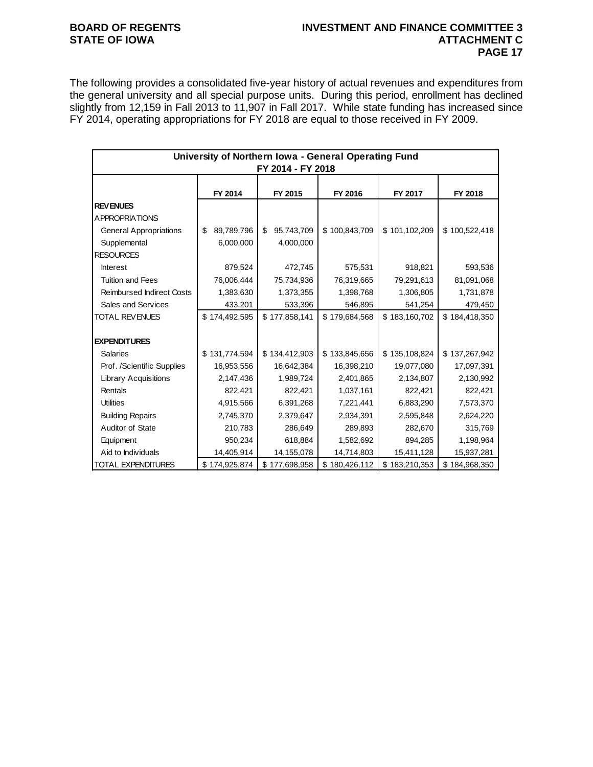The following provides a consolidated five-year history of actual revenues and expenditures from the general university and all special purpose units. During this period, enrollment has declined slightly from 12,159 in Fall 2013 to 11,907 in Fall 2017. While state funding has increased since FY 2014, operating appropriations for FY 2018 are equal to those received in FY 2009.

| University of Northern Iowa - General Operating Fund FY 2014 - FY 2018 | | | | | |
|---|---|---|---|---|---|
| | FY 2014 | FY 2015 | FY 2016 | FY 2017 | FY 2018 |
| **REVENUES** | | | | | |
| APPROPRIATIONS | | | | | |
| General Appropriations | $ 89,789,796 | $ 95,743,709 | $ 100,843,709 | $ 101,102,209 | $ 100,522,418 |
| Supplemental | 6,000,000 | 4,000,000 | | | |
| RESOURCES | | | | | |
| Interest | 879,524 | 472,745 | 575,531 | 918,821 | 593,536 |
| Tuition and Fees | 76,006,444 | 75,734,936 | 76,319,665 | 79,291,613 | 81,091,068 |
| Reimbursed Indirect Costs | 1,383,630 | 1,373,355 | 1,398,768 | 1,306,805 | 1,731,878 |
| Sales and Services | 433,201 | 533,396 | 546,895 | 541,254 | 479,450 |
| TOTAL REVENUES | $ 174,492,595 | $ 177,858,141 | $ 179,684,568 | $ 183,160,702 | $ 184,418,350 |
| | | | | | |
| **EXPENDITURES** | | | | | |
| Salaries | $ 131,774,594 | $ 134,412,903 | $ 133,845,656 | $ 135,108,824 | $ 137,267,942 |
| Prof. /Scientific Supplies | 16,953,556 | 16,642,384 | 16,398,210 | 19,077,080 | 17,097,391 |
| Library Acquisitions | 2,147,436 | 1,989,724 | 2,401,865 | 2,134,807 | 2,130,992 |
| Rentals | 822,421 | 822,421 | 1,037,161 | 822,421 | 822,421 |
| Utilities | 4,915,566 | 6,391,268 | 7,221,441 | 6,883,290 | 7,573,370 |
| Building Repairs | 2,745,370 | 2,379,647 | 2,934,391 | 2,595,848 | 2,624,220 |
| Auditor of State | 210,783 | 286,649 | 289,893 | 282,670 | 315,769 |
| Equipment | 950,234 | 618,884 | 1,582,692 | 894,285 | 1,198,964 |
| Aid to Individuals | 14,405,914 | 14,155,078 | 14,714,803 | 15,411,128 | 15,937,281 |
| TOTAL EXPENDITURES | $ 174,925,874 | $ 177,698,958 | $ 180,426,112 | $ 183,210,353 | $ 184,968,350 |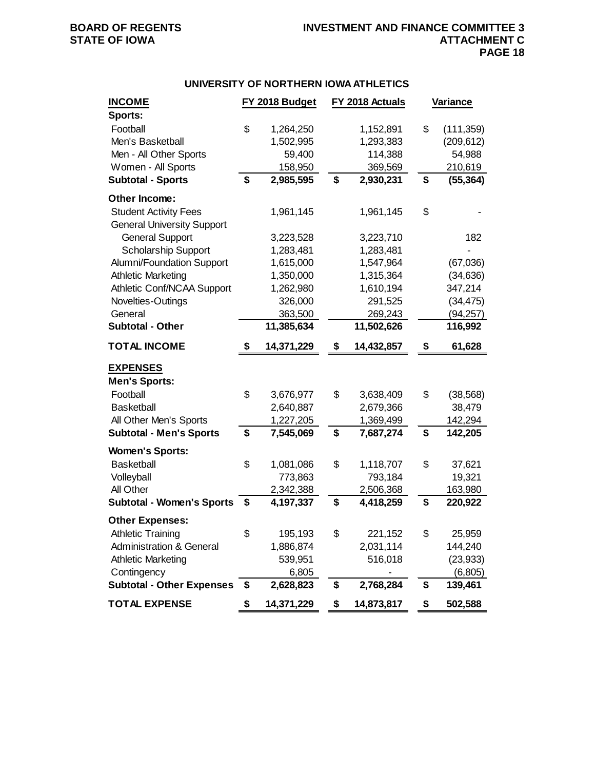## UNIVERSITY OF NORTHERN IOWA ATHLETICS

| INCOME | FY 2018 Budget | FY 2018 Actuals | Variance |
|---|---|---|---|
| **Sports:** | | | |
| Football | $ 1,264,250 | 1,152,891 | $ (111,359) |
| Men's Basketball | 1,502,995 | 1,293,383 | (209,612) |
| Men - All Other Sports | 59,400 | 114,388 | 54,988 |
| Women - All Sports | 158,950 | 369,569 | 210,619 |
| **Subtotal - Sports** | **$ 2,985,595** | **$ 2,930,231** | **$ (55,364)** |
| **Other Income:** | | | |
| Student Activity Fees | 1,961,145 | 1,961,145 | $ - |
| General University Support | | | |
| General Support | 3,223,528 | 3,223,710 | 182 |
| Scholarship Support | 1,283,481 | 1,283,481 | - |
| Alumni/Foundation Support | 1,615,000 | 1,547,964 | (67,036) |
| Athletic Marketing | 1,350,000 | 1,315,364 | (34,636) |
| Athletic Conf/NCAA Support | 1,262,980 | 1,610,194 | 347,214 |
| Novelties-Outings | 326,000 | 291,525 | (34,475) |
| General | 363,500 | 269,243 | (94,257) |
| **Subtotal - Other** | **11,385,634** | **11,502,626** | **116,992** |
| **TOTAL INCOME** | **$ 14,371,229** | **$ 14,432,857** | **$ 61,628** |
| **EXPENSES** | | | |
| **Men's Sports:** | | | |
| Football | $ 3,676,977 | $ 3,638,409 | $ (38,568) |
| Basketball | 2,640,887 | 2,679,366 | 38,479 |
| All Other Men's Sports | 1,227,205 | 1,369,499 | 142,294 |
| **Subtotal - Men's Sports** | **$ 7,545,069** | **$ 7,687,274** | **$ 142,205** |
| **Women's Sports:** | | | |
| Basketball | $ 1,081,086 | $ 1,118,707 | $ 37,621 |
| Volleyball | 773,863 | 793,184 | 19,321 |
| All Other | 2,342,388 | 2,506,368 | 163,980 |
| **Subtotal - Women's Sports** | **$ 4,197,337** | **$ 4,418,259** | **$ 220,922** |
| **Other Expenses:** | | | |
| Athletic Training | $ 195,193 | $ 221,152 | $ 25,959 |
| Administration & General | 1,886,874 | 2,031,114 | 144,240 |
| Athletic Marketing | 539,951 | 516,018 | (23,933) |
| Contingency | 6,805 | - | (6,805) |
| **Subtotal - Other Expenses** | **$ 2,628,823** | **$ 2,768,284** | **$ 139,461** |
| **TOTAL EXPENSE** | **$ 14,371,229** | **$ 14,873,817** | **$ 502,588** |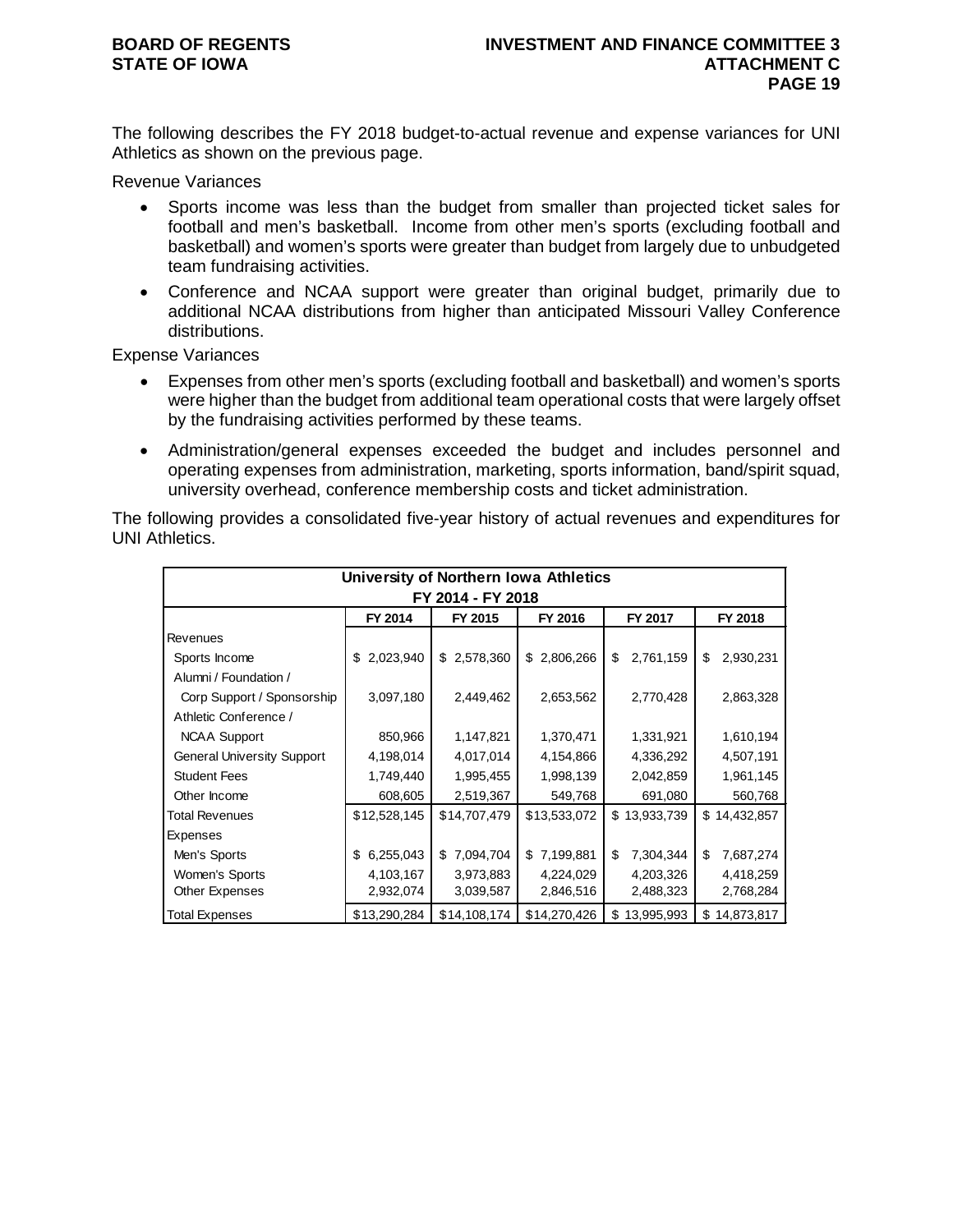The following describes the FY 2018 budget-to-actual revenue and expense variances for UNI Athletics as shown on the previous page.

Revenue Variances

- Sports income was less than the budget from smaller than projected ticket sales for football and men's basketball. Income from other men's sports (excluding football and basketball) and women's sports were greater than budget from largely due to unbudgeted team fundraising activities.
- Conference and NCAA support were greater than original budget, primarily due to additional NCAA distributions from higher than anticipated Missouri Valley Conference distributions.

Expense Variances

- Expenses from other men's sports (excluding football and basketball) and women's sports were higher than the budget from additional team operational costs that were largely offset by the fundraising activities performed by these teams.
- Administration/general expenses exceeded the budget and includes personnel and operating expenses from administration, marketing, sports information, band/spirit squad, university overhead, conference membership costs and ticket administration.

The following provides a consolidated five-year history of actual revenues and expenditures for UNI Athletics.

| University of Northern Iowa Athletics FY 2014 - FY 2018 | | | | | |
|---|---|---|---|---|---|
| | FY 2014 | FY 2015 | FY 2016 | FY 2017 | FY 2018 |
| Revenues | | | | | |
| Sports Income | $ 2,023,940 | $ 2,578,360 | $ 2,806,266 | $ 2,761,159 | $ 2,930,231 |
| Alumni / Foundation / Corp Support / Sponsorship | 3,097,180 | 2,449,462 | 2,653,562 | 2,770,428 | 2,863,328 |
| Athletic Conference / NCAA Support | 850,966 | 1,147,821 | 1,370,471 | 1,331,921 | 1,610,194 |
| General University Support | 4,198,014 | 4,017,014 | 4,154,866 | 4,336,292 | 4,507,191 |
| Student Fees | 1,749,440 | 1,995,455 | 1,998,139 | 2,042,859 | 1,961,145 |
| Other Income | 608,605 | 2,519,367 | 549,768 | 691,080 | 560,768 |
| Total Revenues | $12,528,145 | $14,707,479 | $13,533,072 | $ 13,933,739 | $ 14,432,857 |
| Expenses | | | | | |
| Men's Sports | $ 6,255,043 | $ 7,094,704 | $ 7,199,881 | $ 7,304,344 | $ 7,687,274 |
| Women's Sports | 4,103,167 | 3,973,883 | 4,224,029 | 4,203,326 | 4,418,259 |
| Other Expenses | 2,932,074 | 3,039,587 | 2,846,516 | 2,488,323 | 2,768,284 |
| Total Expenses | $13,290,284 | $14,108,174 | $14,270,426 | $ 13,995,993 | $ 14,873,817 |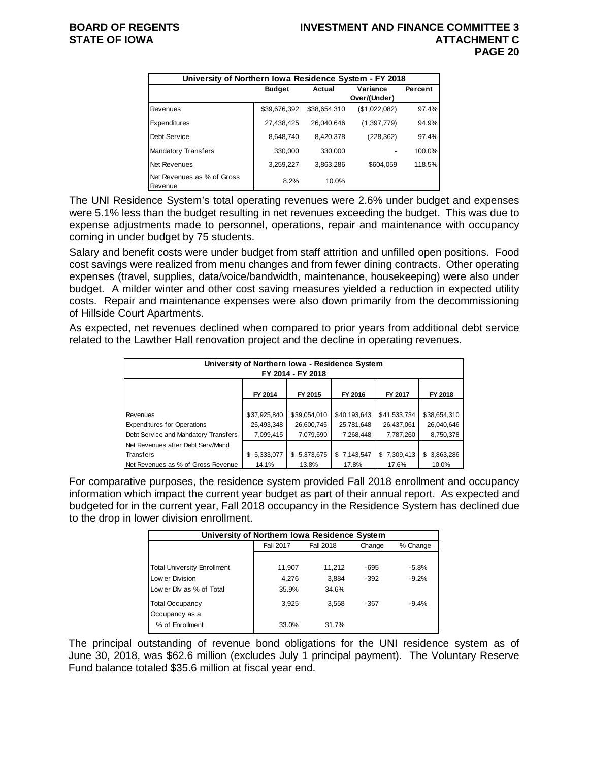| University of Northern Iowa Residence System - FY 2018 | | | | |
|---|---|---|---|---|
| | Budget | Actual | Variance Over/(Under) | Percent |
| Revenues | $39,676,392 | $38,654,310 | ($1,022,082) | 97.4% |
| Expenditures | 27,438,425 | 26,040,646 | (1,397,779) | 94.9% |
| Debt Service | 8,648,740 | 8,420,378 | (228,362) | 97.4% |
| Mandatory Transfers | 330,000 | 330,000 | - | 100.0% |
| Net Revenues | 3,259,227 | 3,863,286 | $604,059 | 118.5% |
| Net Revenues as % of Gross Revenue | 8.2% | 10.0% | | |

The UNI Residence System's total operating revenues were 2.6% under budget and expenses were 5.1% less than the budget resulting in net revenues exceeding the budget. This was due to expense adjustments made to personnel, operations, repair and maintenance with occupancy coming in under budget by 75 students.

Salary and benefit costs were under budget from staff attrition and unfilled open positions. Food cost savings were realized from menu changes and from fewer dining contracts. Other operating expenses (travel, supplies, data/voice/bandwidth, maintenance, housekeeping) were also under budget. A milder winter and other cost saving measures yielded a reduction in expected utility costs. Repair and maintenance expenses were also down primarily from the decommissioning of Hillside Court Apartments.

As expected, net revenues declined when compared to prior years from additional debt service related to the Lawther Hall renovation project and the decline in operating revenues.

| University of Northern Iowa - Residence System FY 2014 - FY 2018 | | | | | |
|---|---|---|---|---|---|
| | FY 2014 | FY 2015 | FY 2016 | FY 2017 | FY 2018 |
| Revenues | $37,925,840 | $39,054,010 | $40,193,643 | $41,533,734 | $38,654,310 |
| Expenditures for Operations | 25,493,348 | 26,600,745 | 25,781,648 | 26,437,061 | 26,040,646 |
| Debt Service and Mandatory Transfers | 7,099,415 | 7,079,590 | 7,268,448 | 7,787,260 | 8,750,378 |
| Net Revenues after Debt Serv/Mand Transfers | $ 5,333,077 | $ 5,373,675 | $ 7,143,547 | $ 7,309,413 | $ 3,863,286 |
| Net Revenues as % of Gross Revenue | 14.1% | 13.8% | 17.8% | 17.6% | 10.0% |

For comparative purposes, the residence system provided Fall 2018 enrollment and occupancy information which impact the current year budget as part of their annual report. As expected and budgeted for in the current year, Fall 2018 occupancy in the Residence System has declined due to the drop in lower division enrollment.

| University of Northern Iowa Residence System | | | | |
|---|---|---|---|---|
| | Fall 2017 | Fall 2018 | Change | % Change |
| Total University Enrollment | 11,907 | 11,212 | -695 | -5.8% |
| Lower Division | 4,276 | 3,884 | -392 | -9.2% |
| Lower Div as % of Total | 35.9% | 34.6% | | |
| Total Occupancy | 3,925 | 3,558 | -367 | -9.4% |
| Occupancy as a % of Enrollment | 33.0% | 31.7% | | |

The principal outstanding of revenue bond obligations for the UNI residence system as of June 30, 2018, was $62.6 million (excludes July 1 principal payment). The Voluntary Reserve Fund balance totaled $35.6 million at fiscal year end.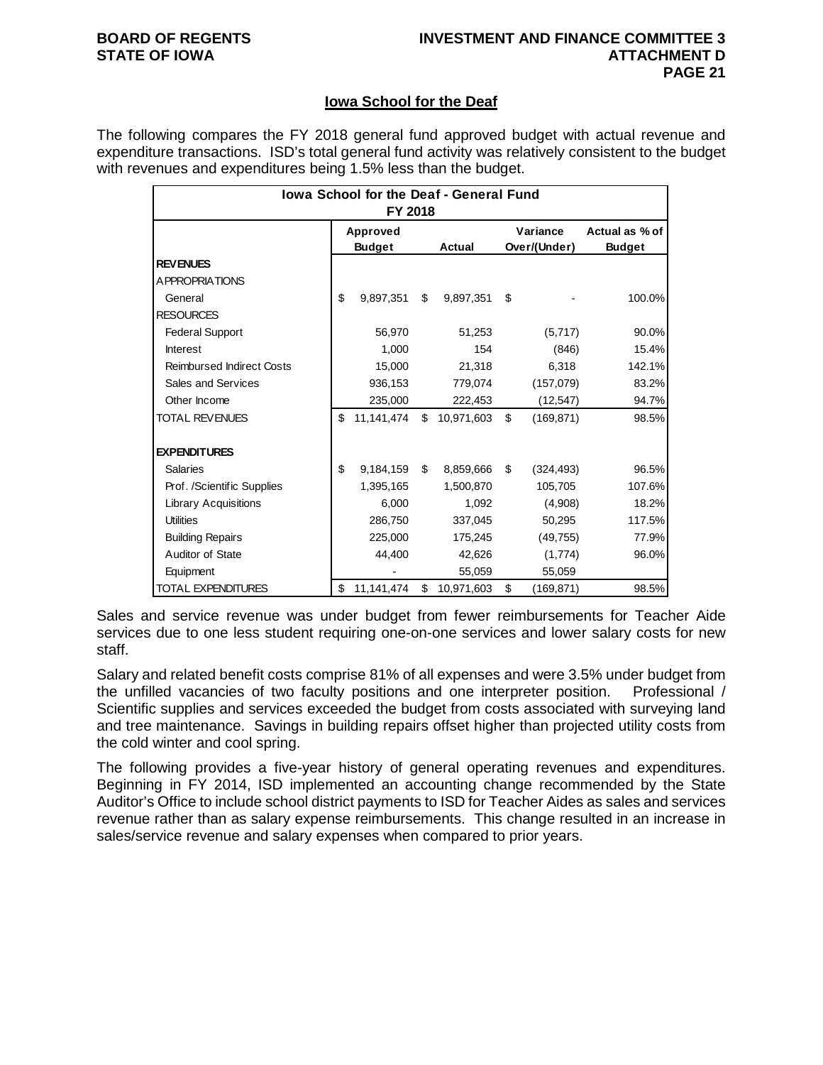## Iowa School for the Deaf

The following compares the FY 2018 general fund approved budget with actual revenue and expenditure transactions. ISD's total general fund activity was relatively consistent to the budget with revenues and expenditures being 1.5% less than the budget.

| Iowa School for the Deaf - General Fund FY 2018 | Approved Budget | Actual | Variance Over/(Under) | Actual as % of Budget |
|---|---|---|---|---|
| **REVENUES** | | | | |
| APPROPRIATIONS | | | | |
| General | $ 9,897,351 | $ 9,897,351 | $ - | 100.0% |
| RESOURCES | | | | |
| Federal Support | 56,970 | 51,253 | (5,717) | 90.0% |
| Interest | 1,000 | 154 | (846) | 15.4% |
| Reimbursed Indirect Costs | 15,000 | 21,318 | 6,318 | 142.1% |
| Sales and Services | 936,153 | 779,074 | (157,079) | 83.2% |
| Other Income | 235,000 | 222,453 | (12,547) | 94.7% |
| TOTAL REVENUES | $ 11,141,474 | $ 10,971,603 | $ (169,871) | 98.5% |
| | | | | |
| **EXPENDITURES** | | | | |
| Salaries | $ 9,184,159 | $ 8,859,666 | $ (324,493) | 96.5% |
| Prof. /Scientific Supplies | 1,395,165 | 1,500,870 | 105,705 | 107.6% |
| Library Acquisitions | 6,000 | 1,092 | (4,908) | 18.2% |
| Utilities | 286,750 | 337,045 | 50,295 | 117.5% |
| Building Repairs | 225,000 | 175,245 | (49,755) | 77.9% |
| Auditor of State | 44,400 | 42,626 | (1,774) | 96.0% |
| Equipment | - | 55,059 | 55,059 | |
| TOTAL EXPENDITURES | $ 11,141,474 | $ 10,971,603 | $ (169,871) | 98.5% |

Sales and service revenue was under budget from fewer reimbursements for Teacher Aide services due to one less student requiring one-on-one services and lower salary costs for new staff.

Salary and related benefit costs comprise 81% of all expenses and were 3.5% under budget from the unfilled vacancies of two faculty positions and one interpreter position. Professional / Scientific supplies and services exceeded the budget from costs associated with surveying land and tree maintenance. Savings in building repairs offset higher than projected utility costs from the cold winter and cool spring.

The following provides a five-year history of general operating revenues and expenditures. Beginning in FY 2014, ISD implemented an accounting change recommended by the State Auditor's Office to include school district payments to ISD for Teacher Aides as sales and services revenue rather than as salary expense reimbursements. This change resulted in an increase in sales/service revenue and salary expenses when compared to prior years.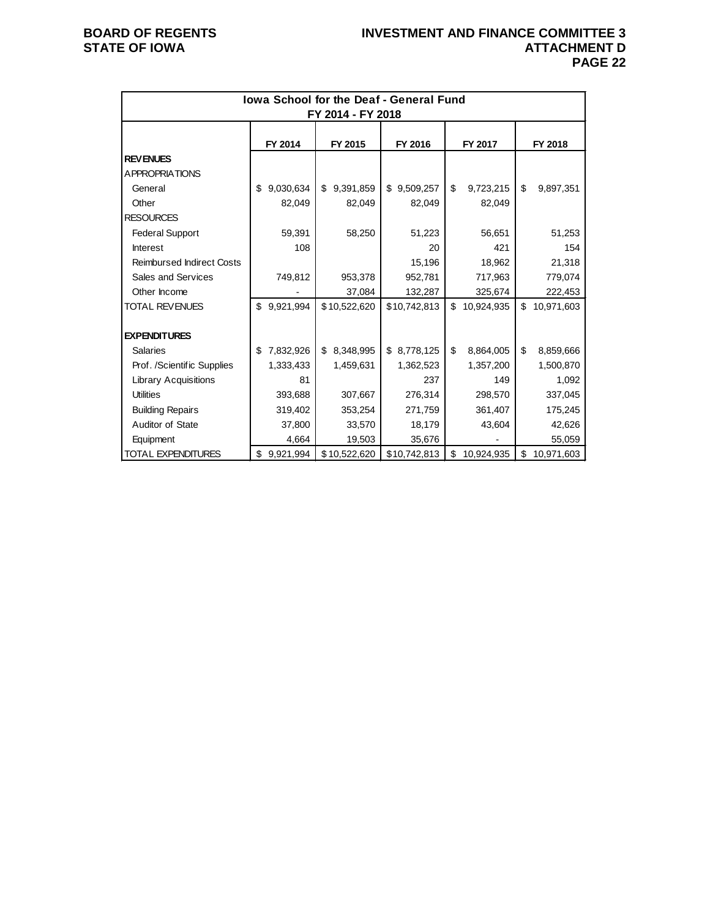| Iowa School for the Deaf - General Fund FY 2014 - FY 2018 | | | | | |
|---|---|---|---|---|---|
| | FY 2014 | FY 2015 | FY 2016 | FY 2017 | FY 2018 |
| **REVENUES** | | | | | |
| APPROPRIATIONS | | | | | |
| General | $ 9,030,634 | $ 9,391,859 | $ 9,509,257 | $ 9,723,215 | $ 9,897,351 |
| Other | 82,049 | 82,049 | 82,049 | 82,049 | |
| RESOURCES | | | | | |
| Federal Support | 59,391 | 58,250 | 51,223 | 56,651 | 51,253 |
| Interest | 108 | | 20 | 421 | 154 |
| Reimbursed Indirect Costs | | | 15,196 | 18,962 | 21,318 |
| Sales and Services | 749,812 | 953,378 | 952,781 | 717,963 | 779,074 |
| Other Income | - | 37,084 | 132,287 | 325,674 | 222,453 |
| TOTAL REVENUES | $ 9,921,994 | $ 10,522,620 | $ 10,742,813 | $ 10,924,935 | $ 10,971,603 |
| | | | | | |
| **EXPENDITURES** | | | | | |
| Salaries | $ 7,832,926 | $ 8,348,995 | $ 8,778,125 | $ 8,864,005 | $ 8,859,666 |
| Prof. /Scientific Supplies | 1,333,433 | 1,459,631 | 1,362,523 | 1,357,200 | 1,500,870 |
| Library Acquisitions | 81 | | 237 | 149 | 1,092 |
| Utilities | 393,688 | 307,667 | 276,314 | 298,570 | 337,045 |
| Building Repairs | 319,402 | 353,254 | 271,759 | 361,407 | 175,245 |
| Auditor of State | 37,800 | 33,570 | 18,179 | 43,604 | 42,626 |
| Equipment | 4,664 | 19,503 | 35,676 | - | 55,059 |
| TOTAL EXPENDITURES | $ 9,921,994 | $ 10,522,620 | $ 10,742,813 | $ 10,924,935 | $ 10,971,603 |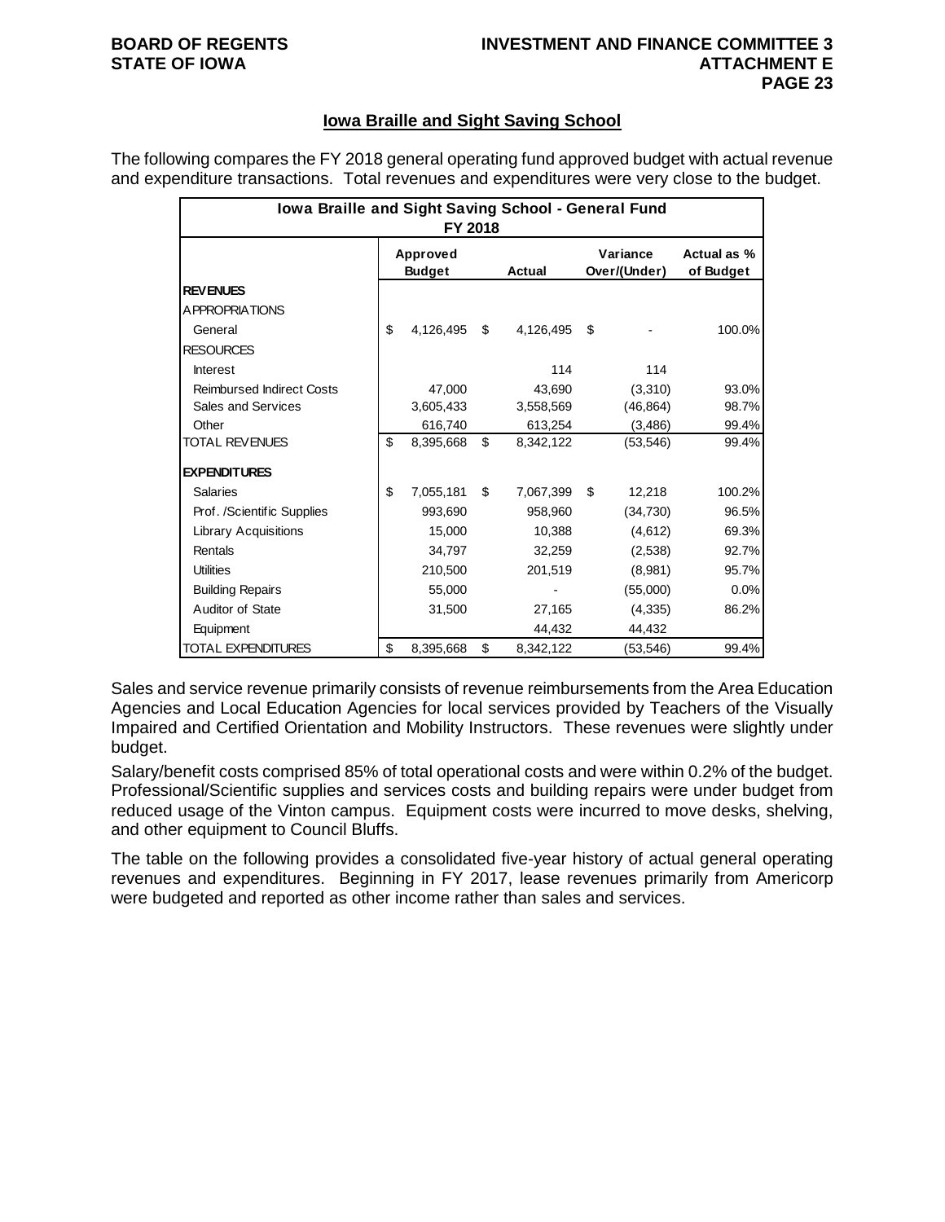## Iowa Braille and Sight Saving School

The following compares the FY 2018 general operating fund approved budget with actual revenue and expenditure transactions. Total revenues and expenditures were very close to the budget.

| Iowa Braille and Sight Saving School - General Fund FY 2018 | | | | |
|---|---|---|---|---|
| | Approved Budget | Actual | Variance Over/(Under) | Actual as % of Budget |
| **REVENUES** | | | | |
| APPROPRIATIONS | | | | |
| General | $ 4,126,495 | $ 4,126,495 | $ - | 100.0% |
| RESOURCES | | | | |
| Interest | | 114 | 114 | |
| Reimbursed Indirect Costs | 47,000 | 43,690 | (3,310) | 93.0% |
| Sales and Services | 3,605,433 | 3,558,569 | (46,864) | 98.7% |
| Other | 616,740 | 613,254 | (3,486) | 99.4% |
| TOTAL REVENUES | $ 8,395,668 | $ 8,342,122 | (53,546) | 99.4% |
| **EXPENDITURES** | | | | |
| Salaries | $ 7,055,181 | $ 7,067,399 | $ 12,218 | 100.2% |
| Prof. /Scientific Supplies | 993,690 | 958,960 | (34,730) | 96.5% |
| Library Acquisitions | 15,000 | 10,388 | (4,612) | 69.3% |
| Rentals | 34,797 | 32,259 | (2,538) | 92.7% |
| Utilities | 210,500 | 201,519 | (8,981) | 95.7% |
| Building Repairs | 55,000 | - | (55,000) | 0.0% |
| Auditor of State | 31,500 | 27,165 | (4,335) | 86.2% |
| Equipment | | 44,432 | 44,432 | |
| TOTAL EXPENDITURES | $ 8,395,668 | $ 8,342,122 | (53,546) | 99.4% |

Sales and service revenue primarily consists of revenue reimbursements from the Area Education Agencies and Local Education Agencies for local services provided by Teachers of the Visually Impaired and Certified Orientation and Mobility Instructors. These revenues were slightly under budget.

Salary/benefit costs comprised 85% of total operational costs and were within 0.2% of the budget. Professional/Scientific supplies and services costs and building repairs were under budget from reduced usage of the Vinton campus. Equipment costs were incurred to move desks, shelving, and other equipment to Council Bluffs.

The table on the following provides a consolidated five-year history of actual general operating revenues and expenditures. Beginning in FY 2017, lease revenues primarily from Americorp were budgeted and reported as other income rather than sales and services.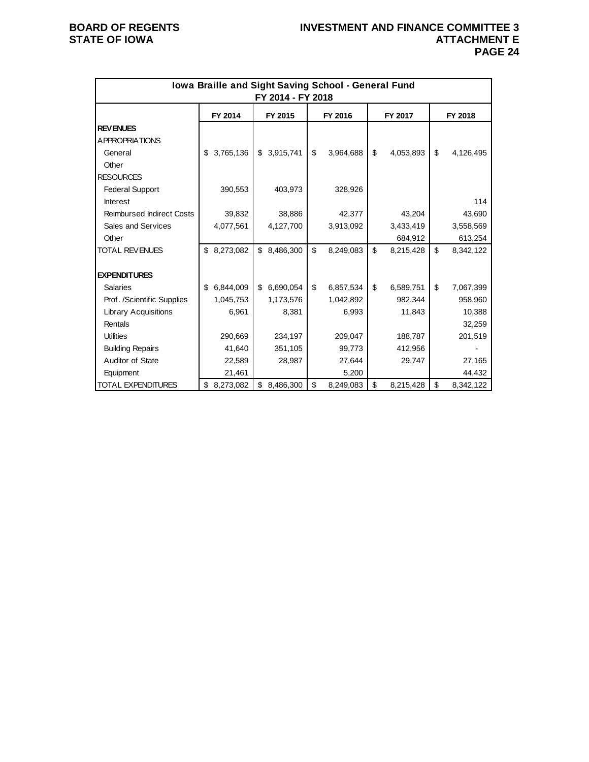BOARD OF REGENTS
STATE OF IOWA

INVESTMENT AND FINANCE COMMITTEE 3
ATTACHMENT E

| Iowa Braille and Sight Saving School - General Fund FY 2014 - FY 2018 | | | | | |
|---|---|---|---|---|---|
| | FY 2014 | FY 2015 | FY 2016 | FY 2017 | FY 2018 |
| **REVENUES** | | | | | |
| APPROPRIATIONS | | | | | |
| General | $ 3,765,136 | $ 3,915,741 | $ 3,964,688 | $ 4,053,893 | $ 4,126,495 |
| Other | | | | | |
| RESOURCES | | | | | |
| Federal Support | 390,553 | 403,973 | 328,926 | | |
| Interest | | | | | 114 |
| Reimbursed Indirect Costs | 39,832 | 38,886 | 42,377 | 43,204 | 43,690 |
| Sales and Services | 4,077,561 | 4,127,700 | 3,913,092 | 3,433,419 | 3,558,569 |
| Other | | | | 684,912 | 613,254 |
| TOTAL REVENUES | $ 8,273,082 | $ 8,486,300 | $ 8,249,083 | $ 8,215,428 | $ 8,342,122 |
| | | | | | |
| **EXPENDITURES** | | | | | |
| Salaries | $ 6,844,009 | $ 6,690,054 | $ 6,857,534 | $ 6,589,751 | $ 7,067,399 |
| Prof. /Scientific Supplies | 1,045,753 | 1,173,576 | 1,042,892 | 982,344 | 958,960 |
| Library Acquisitions | 6,961 | 8,381 | 6,993 | 11,843 | 10,388 |
| Rentals | | | | | 32,259 |
| Utilities | 290,669 | 234,197 | 209,047 | 188,787 | 201,519 |
| Building Repairs | 41,640 | 351,105 | 99,773 | 412,956 | - |
| Auditor of State | 22,589 | 28,987 | 27,644 | 29,747 | 27,165 |
| Equipment | 21,461 | | 5,200 | | 44,432 |
| TOTAL EXPENDITURES | $ 8,273,082 | $ 8,486,300 | $ 8,249,083 | $ 8,215,428 | $ 8,342,122 |